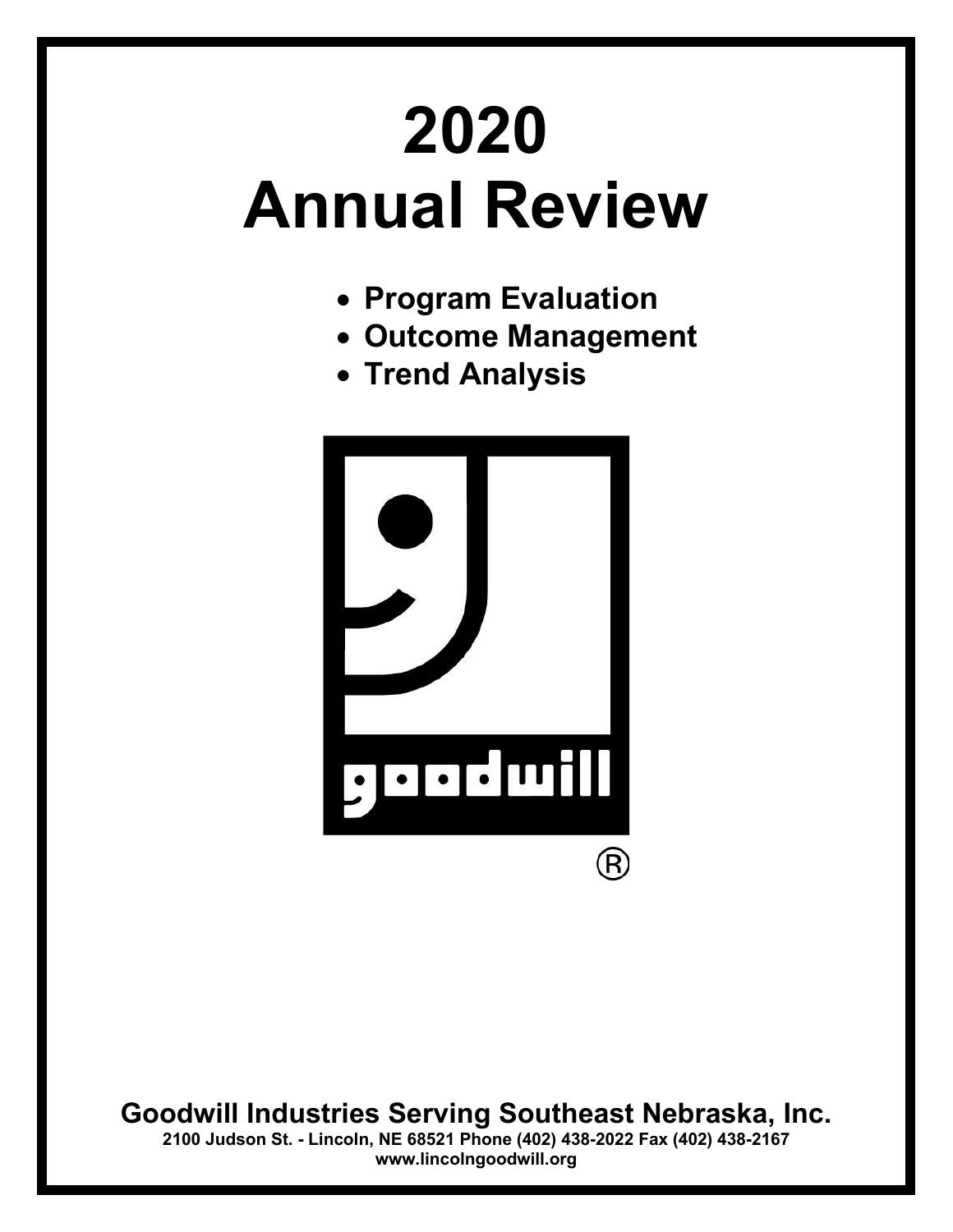# 2020 Annual Review

- **Program Evaluation**
- **Outcome Management**
- **Trend Analysis**

goodwill®

**Goodwill Industries Serving Southeast Nebraska, Inc.**

**2100 Judson St. - Lincoln, NE 68521 Phone (402) 438-2022 Fax (402) 438-2167**

**www.lincolngoodwill.org**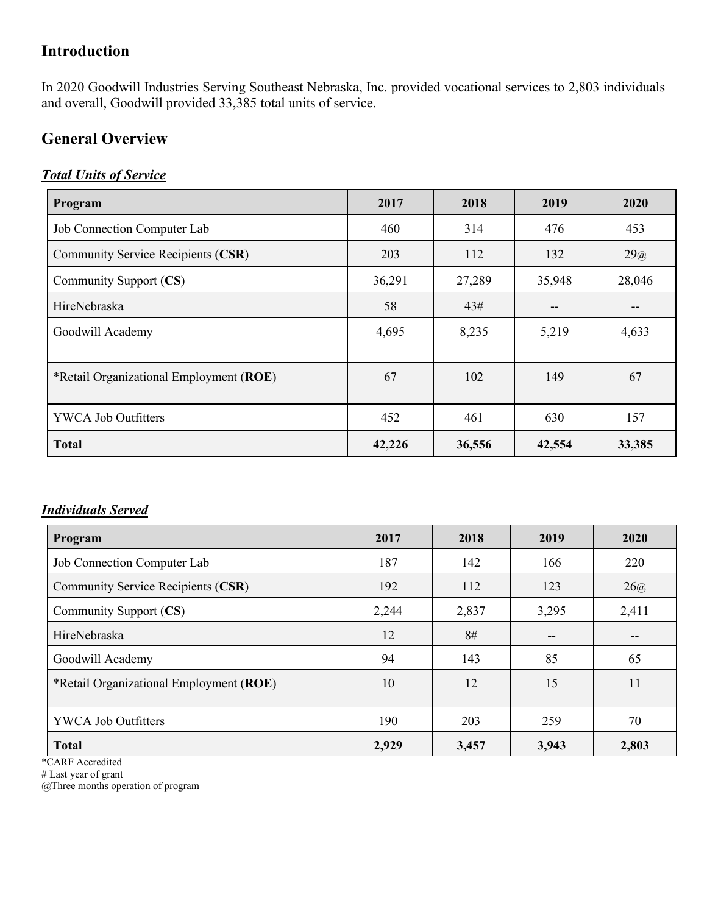## Introduction

In 2020 Goodwill Industries Serving Southeast Nebraska, Inc. provided vocational services to 2,803 individuals and overall, Goodwill provided 33,385 total units of service.

## General Overview

***Total Units of Service***

| Program | 2017 | 2018 | 2019 | 2020 |
|---|---|---|---|---|
| Job Connection Computer Lab | 460 | 314 | 476 | 453 |
| Community Service Recipients (**CSR**) | 203 | 112 | 132 | 29@ |
| Community Support (**CS**) | 36,291 | 27,289 | 35,948 | 28,046 |
| HireNebraska | 58 | 43# | -- | -- |
| Goodwill Academy | 4,695 | 8,235 | 5,219 | 4,633 |
| *Retail Organizational Employment (**ROE**) | 67 | 102 | 149 | 67 |
| YWCA Job Outfitters | 452 | 461 | 630 | 157 |
| **Total** | **42,226** | **36,556** | **42,554** | **33,385** |

***Individuals Served***

| Program | 2017 | 2018 | 2019 | 2020 |
|---|---|---|---|---|
| Job Connection Computer Lab | 187 | 142 | 166 | 220 |
| Community Service Recipients (**CSR**) | 192 | 112 | 123 | 26@ |
| Community Support (**CS**) | 2,244 | 2,837 | 3,295 | 2,411 |
| HireNebraska | 12 | 8# | -- | -- |
| Goodwill Academy | 94 | 143 | 85 | 65 |
| *Retail Organizational Employment (**ROE**) | 10 | 12 | 15 | 11 |
| YWCA Job Outfitters | 190 | 203 | 259 | 70 |
| **Total** | **2,929** | **3,457** | **3,943** | **2,803** |

*CARF Accredited
# Last year of grant
@Three months operation of program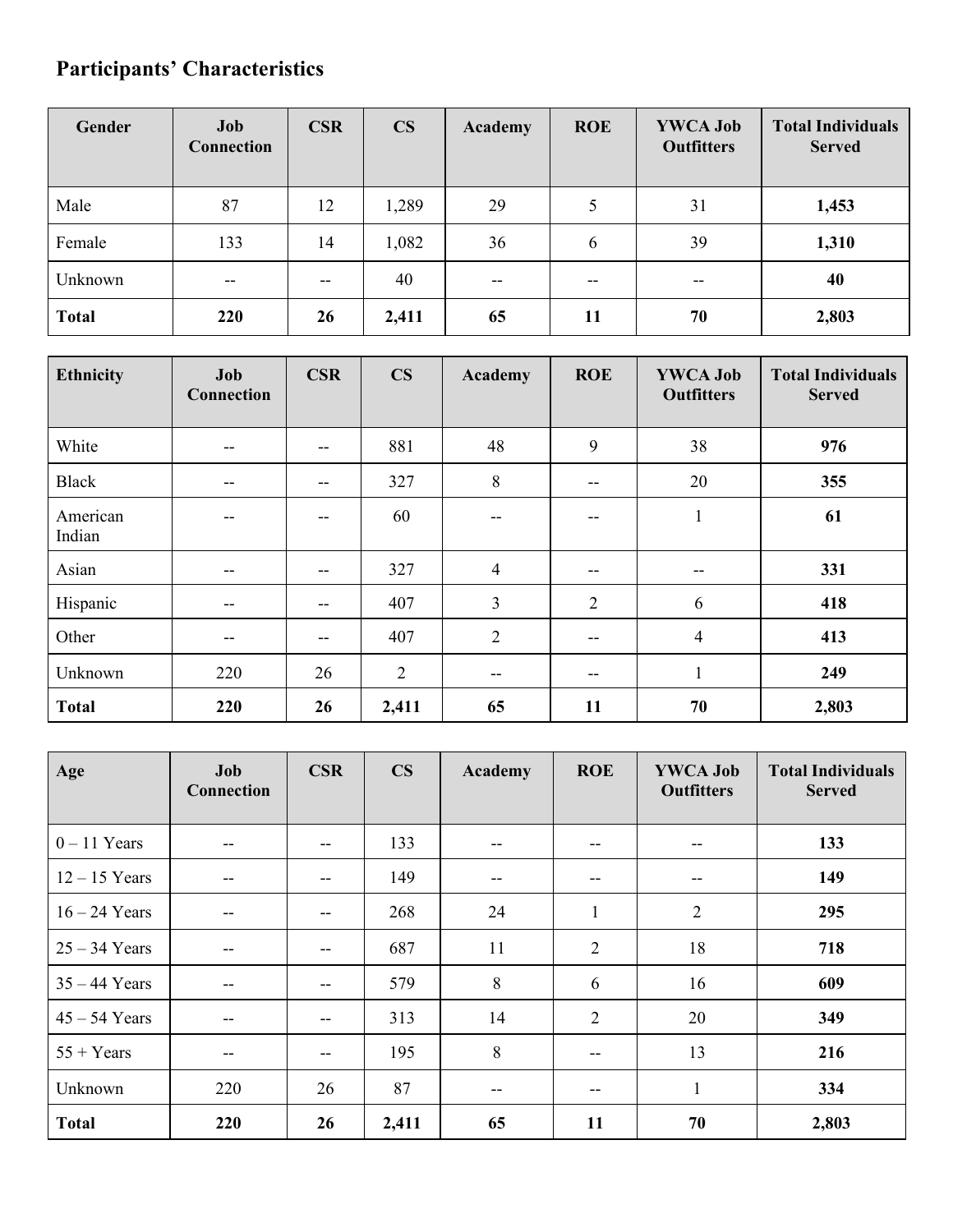## Participants' Characteristics

| Gender | Job Connection | CSR | CS | Academy | ROE | YWCA Job Outfitters | Total Individuals Served |
|---|---|---|---|---|---|---|---|
| Male | 87 | 12 | 1,289 | 29 | 5 | 31 | **1,453** |
| Female | 133 | 14 | 1,082 | 36 | 6 | 39 | **1,310** |
| Unknown | -- | -- | 40 | -- | -- | -- | **40** |
| **Total** | **220** | **26** | **2,411** | **65** | **11** | **70** | **2,803** |

| Ethnicity | Job Connection | CSR | CS | Academy | ROE | YWCA Job Outfitters | Total Individuals Served |
|---|---|---|---|---|---|---|---|
| White | -- | -- | 881 | 48 | 9 | 38 | **976** |
| Black | -- | -- | 327 | 8 | -- | 20 | **355** |
| American Indian | -- | -- | 60 | -- | -- | 1 | **61** |
| Asian | -- | -- | 327 | 4 | -- | -- | **331** |
| Hispanic | -- | -- | 407 | 3 | 2 | 6 | **418** |
| Other | -- | -- | 407 | 2 | -- | 4 | **413** |
| Unknown | 220 | 26 | 2 | -- | -- | 1 | **249** |
| **Total** | **220** | **26** | **2,411** | **65** | **11** | **70** | **2,803** |

| Age | Job Connection | CSR | CS | Academy | ROE | YWCA Job Outfitters | Total Individuals Served |
|---|---|---|---|---|---|---|---|
| 0 – 11 Years | -- | -- | 133 | -- | -- | -- | **133** |
| 12 – 15 Years | -- | -- | 149 | -- | -- | -- | **149** |
| 16 – 24 Years | -- | -- | 268 | 24 | 1 | 2 | **295** |
| 25 – 34 Years | -- | -- | 687 | 11 | 2 | 18 | **718** |
| 35 – 44 Years | -- | -- | 579 | 8 | 6 | 16 | **609** |
| 45 – 54 Years | -- | -- | 313 | 14 | 2 | 20 | **349** |
| 55 + Years | -- | -- | 195 | 8 | -- | 13 | **216** |
| Unknown | 220 | 26 | 87 | -- | -- | 1 | **334** |
| **Total** | **220** | **26** | **2,411** | **65** | **11** | **70** | **2,803** |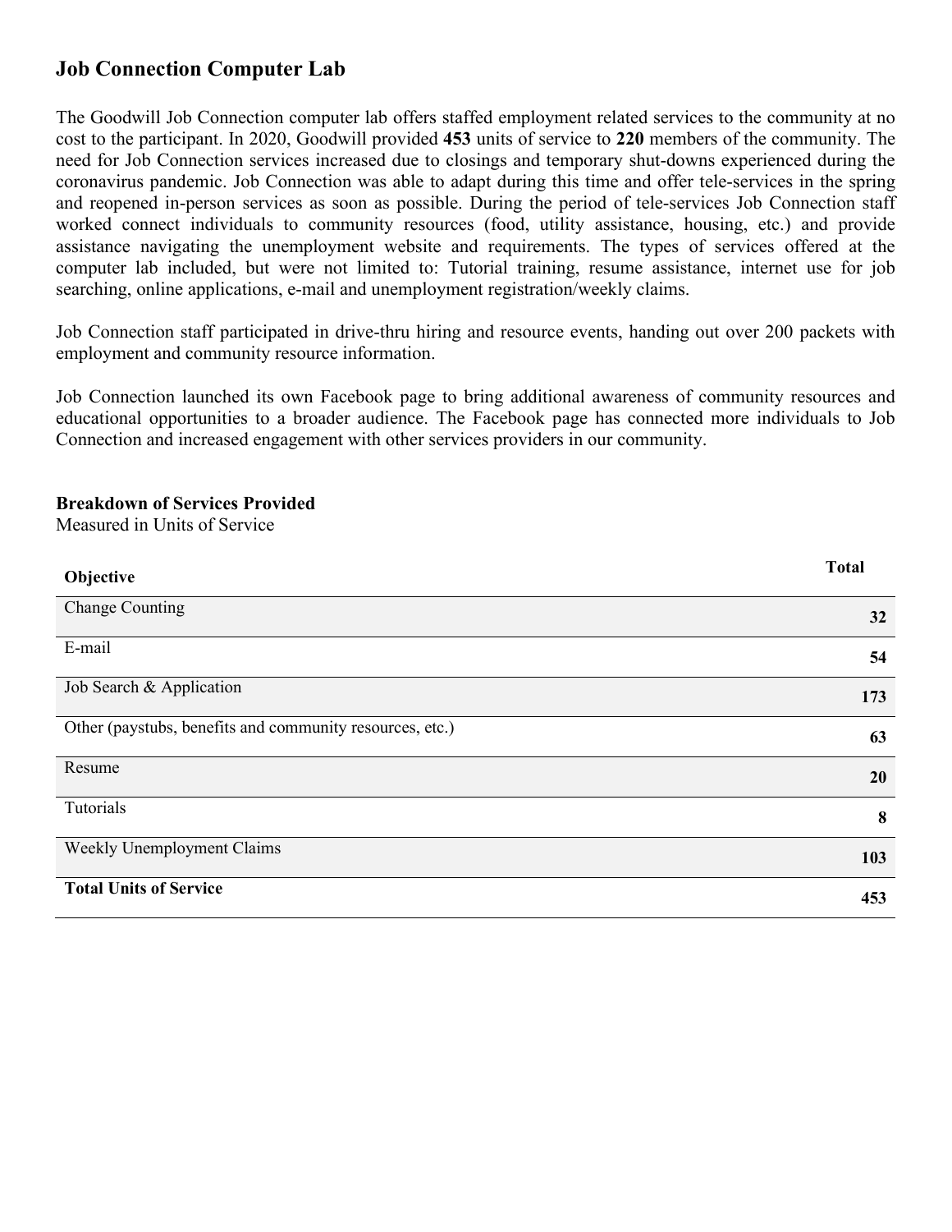## Job Connection Computer Lab

The Goodwill Job Connection computer lab offers staffed employment related services to the community at no cost to the participant. In 2020, Goodwill provided **453** units of service to **220** members of the community. The need for Job Connection services increased due to closings and temporary shut-downs experienced during the coronavirus pandemic. Job Connection was able to adapt during this time and offer tele-services in the spring and reopened in-person services as soon as possible. During the period of tele-services Job Connection staff worked connect individuals to community resources (food, utility assistance, housing, etc.) and provide assistance navigating the unemployment website and requirements. The types of services offered at the computer lab included, but were not limited to: Tutorial training, resume assistance, internet use for job searching, online applications, e-mail and unemployment registration/weekly claims.

Job Connection staff participated in drive-thru hiring and resource events, handing out over 200 packets with employment and community resource information.

Job Connection launched its own Facebook page to bring additional awareness of community resources and educational opportunities to a broader audience. The Facebook page has connected more individuals to Job Connection and increased engagement with other services providers in our community.

**Breakdown of Services Provided**
Measured in Units of Service

| **Objective** | **Total** |
|---|---|
| Change Counting | **32** |
| E-mail | **54** |
| Job Search & Application | **173** |
| Other (paystubs, benefits and community resources, etc.) | **63** |
| Resume | **20** |
| Tutorials | **8** |
| Weekly Unemployment Claims | **103** |
| **Total Units of Service** | **453** |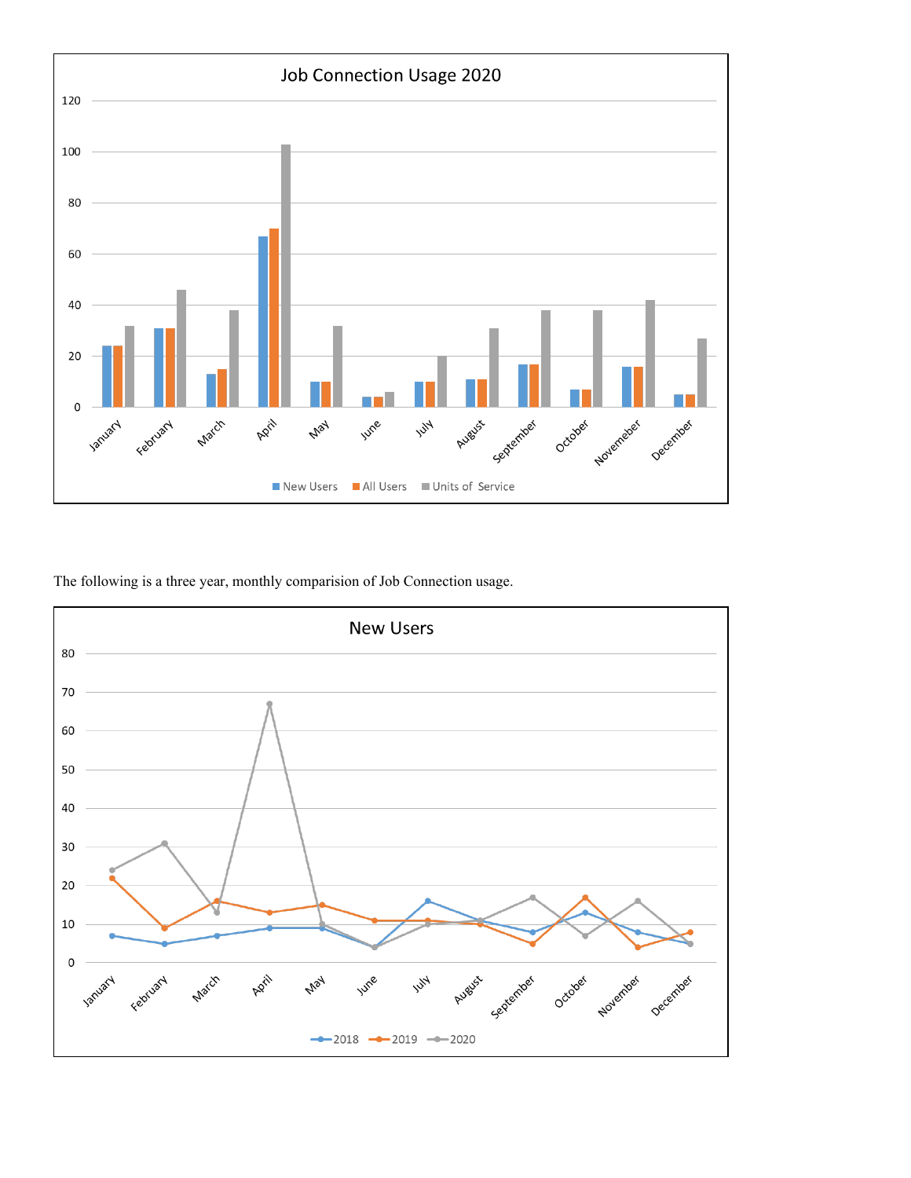**Job Connection Usage 2020**

The following is a three year, monthly comparision of Job Connection usage.

**New Users**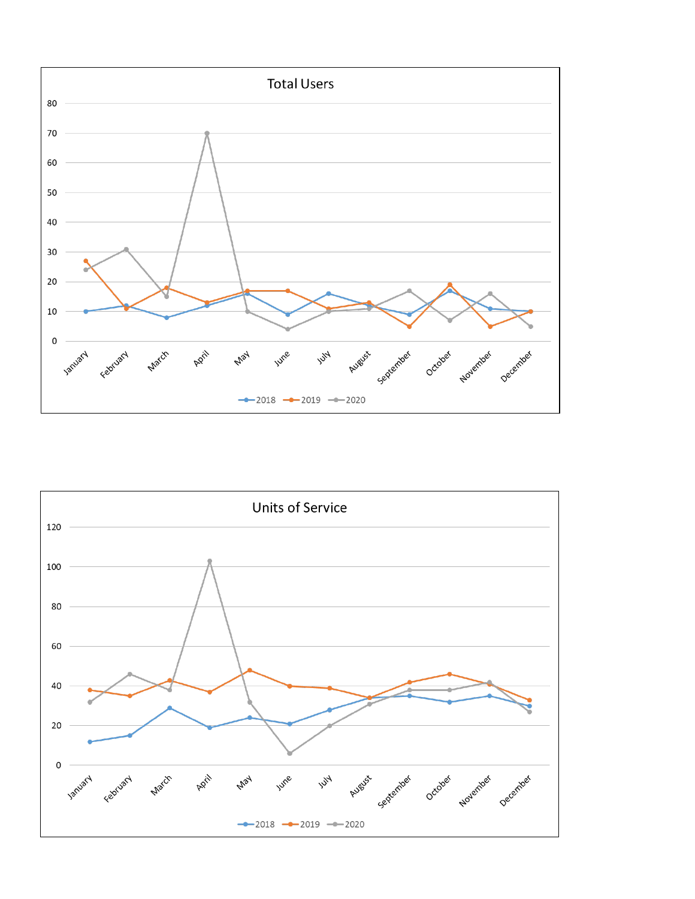## Total Users

| Month | 2018 | 2019 | 2020 |
|---|---|---|---|
| January | 10 | 27 | 24 |
| February | 12 | 11 | 31 |
| March | 8 | 18 | 15 |
| April | 12 | 13 | 70 |
| May | 16 | 17 | 10 |
| June | 9 | 17 | 4 |
| July | 16 | 11 | 10 |
| August | 12 | 13 | 11 |
| September | 9 | 5 | 17 |
| October | 17 | 19 | 7 |
| November | 11 | 5 | 16 |
| December | 10 | 10 | 5 |

## Units of Service

| Month | 2018 | 2019 | 2020 |
|---|---|---|---|
| January | 12 | 38 | 32 |
| February | 15 | 35 | 46 |
| March | 29 | 43 | 38 |
| April | 19 | 37 | 103 |
| May | 24 | 48 | 32 |
| June | 21 | 40 | 6 |
| July | 28 | 39 | 20 |
| August | 34 | 34 | 31 |
| September | 35 | 42 | 38 |
| October | 32 | 46 | 38 |
| November | 35 | 41 | 42 |
| December | 30 | 33 | 27 |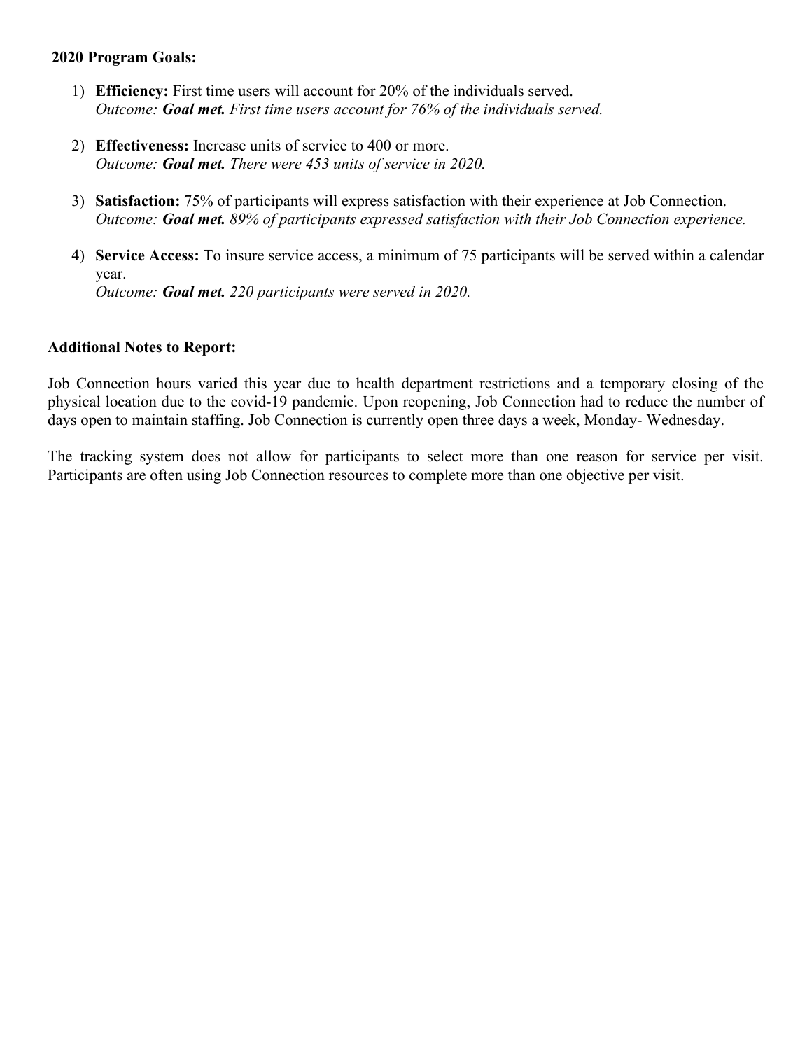**2020 Program Goals:**

1) **Efficiency:** First time users will account for 20% of the individuals served.
   *Outcome: **Goal met.** First time users account for 76% of the individuals served.*

2) **Effectiveness:** Increase units of service to 400 or more.
   *Outcome: **Goal met.** There were 453 units of service in 2020.*

3) **Satisfaction:** 75% of participants will express satisfaction with their experience at Job Connection.
   *Outcome: **Goal met.** 89% of participants expressed satisfaction with their Job Connection experience.*

4) **Service Access:** To insure service access, a minimum of 75 participants will be served within a calendar year.
   *Outcome: **Goal met.** 220 participants were served in 2020.*

**Additional Notes to Report:**

Job Connection hours varied this year due to health department restrictions and a temporary closing of the physical location due to the covid-19 pandemic. Upon reopening, Job Connection had to reduce the number of days open to maintain staffing. Job Connection is currently open three days a week, Monday- Wednesday.

The tracking system does not allow for participants to select more than one reason for service per visit. Participants are often using Job Connection resources to complete more than one objective per visit.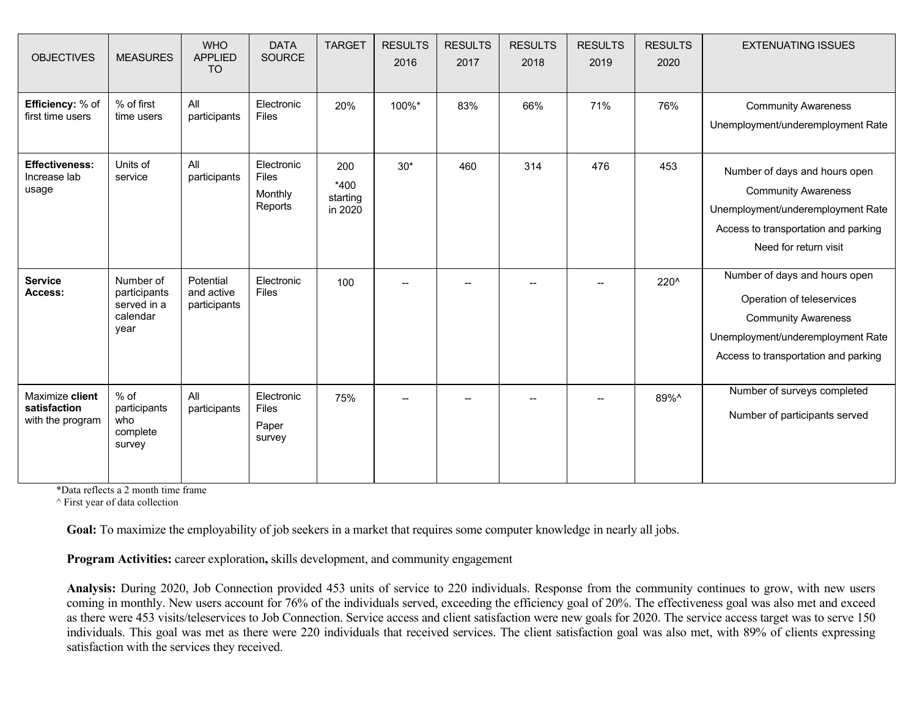| OBJECTIVES | MEASURES | WHO APPLIED TO | DATA SOURCE | TARGET | RESULTS 2016 | RESULTS 2017 | RESULTS 2018 | RESULTS 2019 | RESULTS 2020 | EXTENUATING ISSUES |
|---|---|---|---|---|---|---|---|---|---|---|
| **Efficiency:** % of first time users | % of first time users | All participants | Electronic Files | 20% | 100%* | 83% | 66% | 71% | 76% | Community Awareness<br>Unemployment/underemployment Rate |
| **Effectiveness:** Increase lab usage | Units of service | All participants | Electronic Files<br>Monthly Reports | 200<br>*400 starting in 2020 | 30* | 460 | 314 | 476 | 453 | Number of days and hours open<br>Community Awareness<br>Unemployment/underemployment Rate<br>Access to transportation and parking<br>Need for return visit |
| **Service Access:** | Number of participants served in a calendar year | Potential and active participants | Electronic Files | 100 | -- | -- | -- | -- | 220^ | Number of days and hours open<br>Operation of teleservices<br>Community Awareness<br>Unemployment/underemployment Rate<br>Access to transportation and parking |
| Maximize **client satisfaction** with the program | % of participants who complete survey | All participants | Electronic Files<br>Paper survey | 75% | -- | -- | -- | -- | 89%^ | Number of surveys completed<br>Number of participants served |

*Data reflects a 2 month time frame
^ First year of data collection

**Goal:** To maximize the employability of job seekers in a market that requires some computer knowledge in nearly all jobs.

**Program Activities:** career exploration**,** skills development, and community engagement

**Analysis:** During 2020, Job Connection provided 453 units of service to 220 individuals. Response from the community continues to grow, with new users coming in monthly. New users account for 76% of the individuals served, exceeding the efficiency goal of 20%. The effectiveness goal was also met and exceed as there were 453 visits/teleservices to Job Connection. Service access and client satisfaction were new goals for 2020. The service access target was to serve 150 individuals. This goal was met as there were 220 individuals that received services. The client satisfaction goal was also met, with 89% of clients expressing satisfaction with the services they received.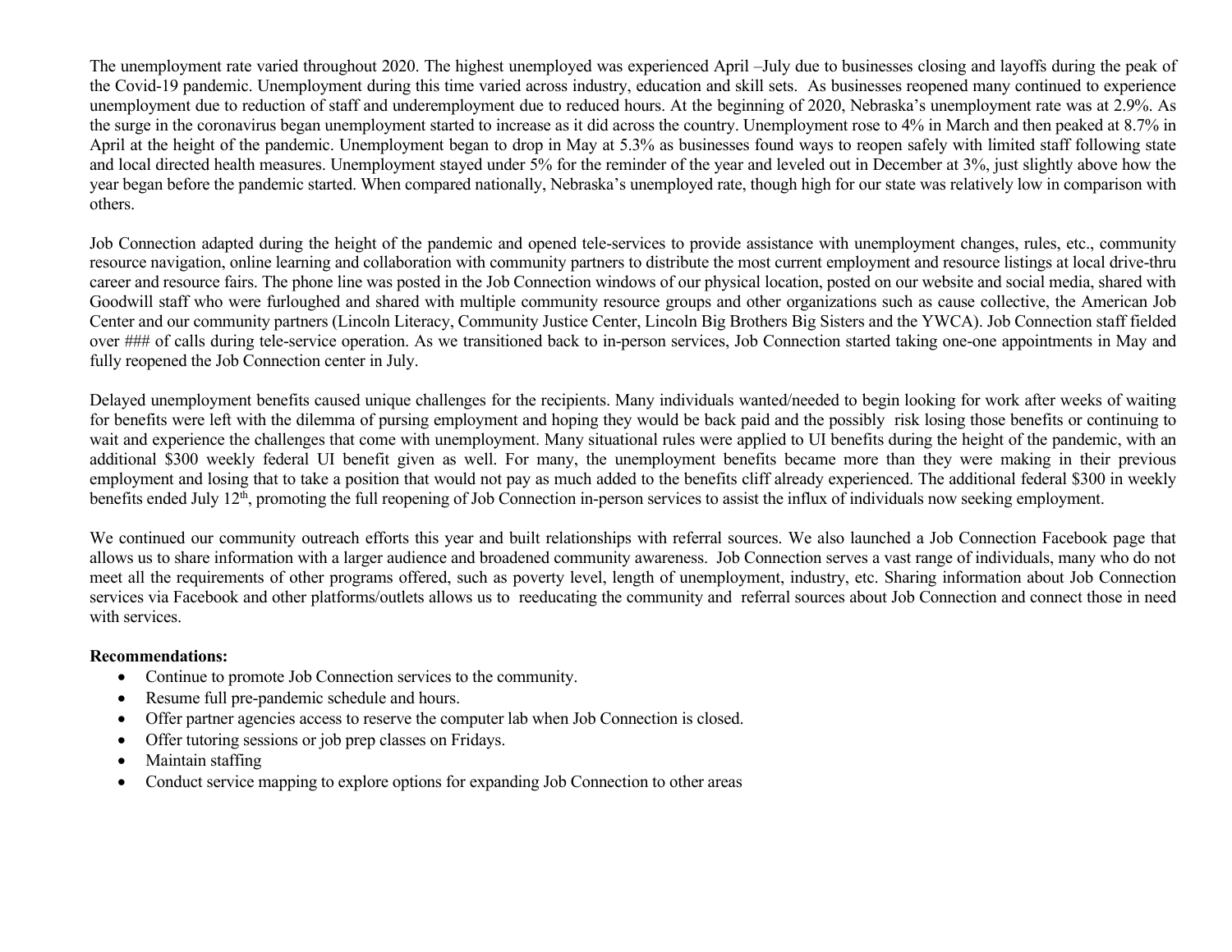The unemployment rate varied throughout 2020. The highest unemployed was experienced April –July due to businesses closing and layoffs during the peak of the Covid-19 pandemic. Unemployment during this time varied across industry, education and skill sets. As businesses reopened many continued to experience unemployment due to reduction of staff and underemployment due to reduced hours. At the beginning of 2020, Nebraska's unemployment rate was at 2.9%. As the surge in the coronavirus began unemployment started to increase as it did across the country. Unemployment rose to 4% in March and then peaked at 8.7% in April at the height of the pandemic. Unemployment began to drop in May at 5.3% as businesses found ways to reopen safely with limited staff following state and local directed health measures. Unemployment stayed under 5% for the reminder of the year and leveled out in December at 3%, just slightly above how the year began before the pandemic started. When compared nationally, Nebraska's unemployed rate, though high for our state was relatively low in comparison with others.

Job Connection adapted during the height of the pandemic and opened tele-services to provide assistance with unemployment changes, rules, etc., community resource navigation, online learning and collaboration with community partners to distribute the most current employment and resource listings at local drive-thru career and resource fairs. The phone line was posted in the Job Connection windows of our physical location, posted on our website and social media, shared with Goodwill staff who were furloughed and shared with multiple community resource groups and other organizations such as cause collective, the American Job Center and our community partners (Lincoln Literacy, Community Justice Center, Lincoln Big Brothers Big Sisters and the YWCA). Job Connection staff fielded over ### of calls during tele-service operation. As we transitioned back to in-person services, Job Connection started taking one-one appointments in May and fully reopened the Job Connection center in July.

Delayed unemployment benefits caused unique challenges for the recipients. Many individuals wanted/needed to begin looking for work after weeks of waiting for benefits were left with the dilemma of pursing employment and hoping they would be back paid and the possibly risk losing those benefits or continuing to wait and experience the challenges that come with unemployment. Many situational rules were applied to UI benefits during the height of the pandemic, with an additional $300 weekly federal UI benefit given as well. For many, the unemployment benefits became more than they were making in their previous employment and losing that to take a position that would not pay as much added to the benefits cliff already experienced. The additional federal $300 in weekly benefits ended July 12th, promoting the full reopening of Job Connection in-person services to assist the influx of individuals now seeking employment.

We continued our community outreach efforts this year and built relationships with referral sources. We also launched a Job Connection Facebook page that allows us to share information with a larger audience and broadened community awareness. Job Connection serves a vast range of individuals, many who do not meet all the requirements of other programs offered, such as poverty level, length of unemployment, industry, etc. Sharing information about Job Connection services via Facebook and other platforms/outlets allows us to reeducating the community and referral sources about Job Connection and connect those in need with services.

**Recommendations:**

- Continue to promote Job Connection services to the community.
- Resume full pre-pandemic schedule and hours.
- Offer partner agencies access to reserve the computer lab when Job Connection is closed.
- Offer tutoring sessions or job prep classes on Fridays.
- Maintain staffing
- Conduct service mapping to explore options for expanding Job Connection to other areas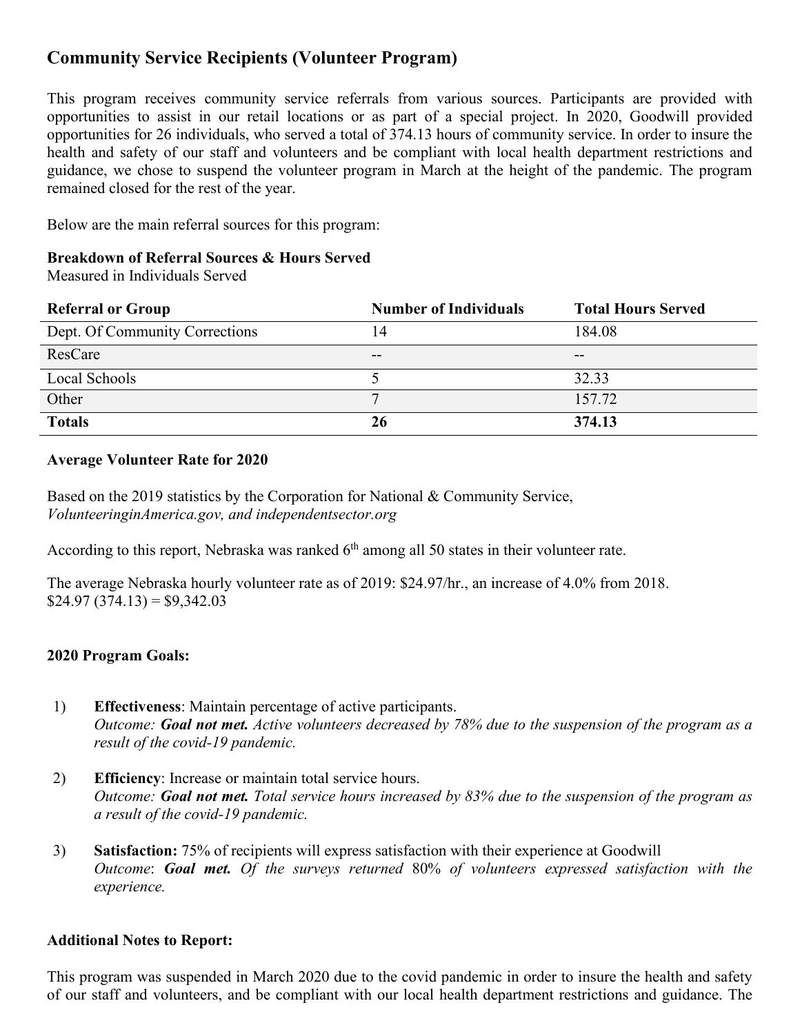## Community Service Recipients (Volunteer Program)

This program receives community service referrals from various sources. Participants are provided with opportunities to assist in our retail locations or as part of a special project. In 2020, Goodwill provided opportunities for 26 individuals, who served a total of 374.13 hours of community service. In order to insure the health and safety of our staff and volunteers and be compliant with local health department restrictions and guidance, we chose to suspend the volunteer program in March at the height of the pandemic. The program remained closed for the rest of the year.

Below are the main referral sources for this program:

**Breakdown of Referral Sources & Hours Served**
Measured in Individuals Served

| Referral or Group | Number of Individuals | Total Hours Served |
| --- | --- | --- |
| Dept. Of Community Corrections | 14 | 184.08 |
| ResCare | -- | -- |
| Local Schools | 5 | 32.33 |
| Other | 7 | 157.72 |
| **Totals** | **26** | **374.13** |

**Average Volunteer Rate for 2020**

Based on the 2019 statistics by the Corporation for National & Community Service, *VolunteeringinAmerica.gov, and independentsector.org*

According to this report, Nebraska was ranked 6th among all 50 states in their volunteer rate.

The average Nebraska hourly volunteer rate as of 2019: $24.97/hr., an increase of 4.0% from 2018.
$24.97 (374.13) = $9,342.03

**2020 Program Goals:**

1) **Effectiveness**: Maintain percentage of active participants.
*Outcome: **Goal not met.** Active volunteers decreased by 78% due to the suspension of the program as a result of the covid-19 pandemic.*

2) **Efficiency**: Increase or maintain total service hours.
*Outcome: **Goal not met.** Total service hours increased by 83% due to the suspension of the program as a result of the covid-19 pandemic.*

3) **Satisfaction:** 75% of recipients will express satisfaction with their experience at Goodwill
*Outcome*: ***Goal met.*** *Of the surveys returned* 80% *of volunteers expressed satisfaction with the experience.*

**Additional Notes to Report:**

This program was suspended in March 2020 due to the covid pandemic in order to insure the health and safety of our staff and volunteers, and be compliant with our local health department restrictions and guidance. The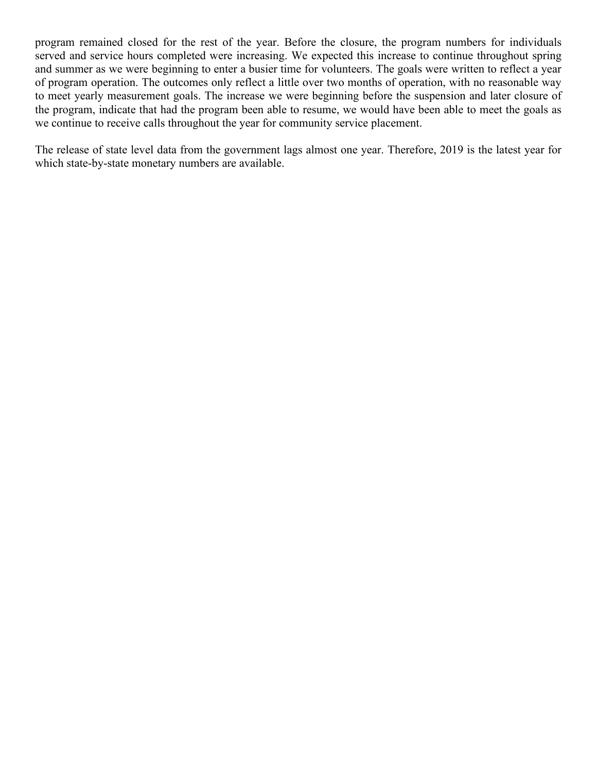program remained closed for the rest of the year. Before the closure, the program numbers for individuals served and service hours completed were increasing. We expected this increase to continue throughout spring and summer as we were beginning to enter a busier time for volunteers. The goals were written to reflect a year of program operation. The outcomes only reflect a little over two months of operation, with no reasonable way to meet yearly measurement goals. The increase we were beginning before the suspension and later closure of the program, indicate that had the program been able to resume, we would have been able to meet the goals as we continue to receive calls throughout the year for community service placement.

The release of state level data from the government lags almost one year. Therefore, 2019 is the latest year for which state-by-state monetary numbers are available.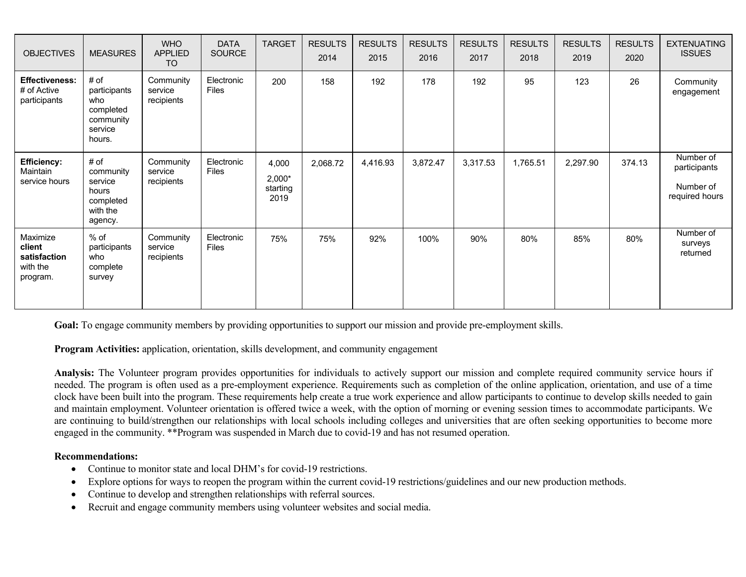| OBJECTIVES | MEASURES | WHO APPLIED TO | DATA SOURCE | TARGET | RESULTS 2014 | RESULTS 2015 | RESULTS 2016 | RESULTS 2017 | RESULTS 2018 | RESULTS 2019 | RESULTS 2020 | EXTENUATING ISSUES |
|---|---|---|---|---|---|---|---|---|---|---|---|---|
| **Effectiveness:** # of Active participants | # of participants who completed community service hours. | Community service recipients | Electronic Files | 200 | 158 | 192 | 178 | 192 | 95 | 123 | 26 | Community engagement |
| **Efficiency:** Maintain service hours | # of community service hours completed with the agency. | Community service recipients | Electronic Files | 4,000 2,000* starting 2019 | 2,068.72 | 4,416.93 | 3,872.47 | 3,317.53 | 1,765.51 | 2,297.90 | 374.13 | Number of participants Number of required hours |
| Maximize **client satisfaction** with the program. | % of participants who complete survey | Community service recipients | Electronic Files | 75% | 75% | 92% | 100% | 90% | 80% | 85% | 80% | Number of surveys returned |

**Goal:** To engage community members by providing opportunities to support our mission and provide pre-employment skills.

**Program Activities:** application, orientation, skills development, and community engagement

**Analysis:** The Volunteer program provides opportunities for individuals to actively support our mission and complete required community service hours if needed. The program is often used as a pre-employment experience. Requirements such as completion of the online application, orientation, and use of a time clock have been built into the program. These requirements help create a true work experience and allow participants to continue to develop skills needed to gain and maintain employment. Volunteer orientation is offered twice a week, with the option of morning or evening session times to accommodate participants. We are continuing to build/strengthen our relationships with local schools including colleges and universities that are often seeking opportunities to become more engaged in the community. **Program was suspended in March due to covid-19 and has not resumed operation.

**Recommendations:**

- Continue to monitor state and local DHM's for covid-19 restrictions.
- Explore options for ways to reopen the program within the current covid-19 restrictions/guidelines and our new production methods.
- Continue to develop and strengthen relationships with referral sources.
- Recruit and engage community members using volunteer websites and social media.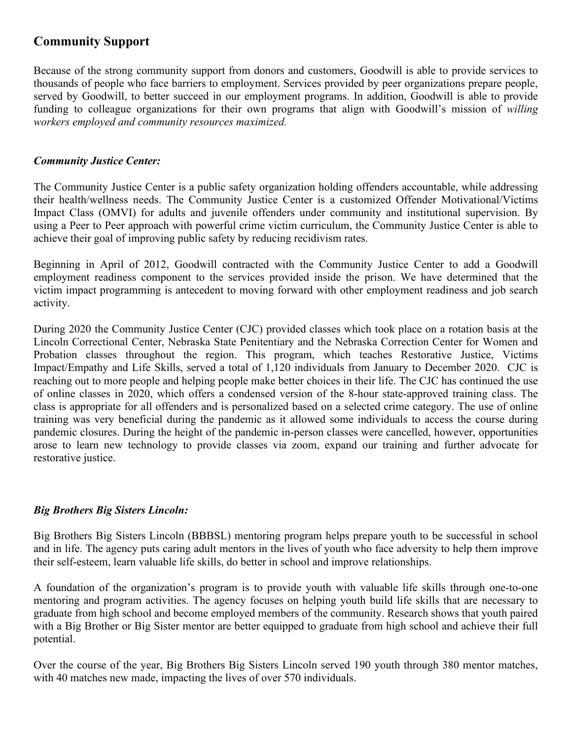## Community Support

Because of the strong community support from donors and customers, Goodwill is able to provide services to thousands of people who face barriers to employment. Services provided by peer organizations prepare people, served by Goodwill, to better succeed in our employment programs. In addition, Goodwill is able to provide funding to colleague organizations for their own programs that align with Goodwill's mission of *willing workers employed and community resources maximized.*

### *Community Justice Center:*

The Community Justice Center is a public safety organization holding offenders accountable, while addressing their health/wellness needs. The Community Justice Center is a customized Offender Motivational/Victims Impact Class (OMVI) for adults and juvenile offenders under community and institutional supervision. By using a Peer to Peer approach with powerful crime victim curriculum, the Community Justice Center is able to achieve their goal of improving public safety by reducing recidivism rates.

Beginning in April of 2012, Goodwill contracted with the Community Justice Center to add a Goodwill employment readiness component to the services provided inside the prison. We have determined that the victim impact programming is antecedent to moving forward with other employment readiness and job search activity.

During 2020 the Community Justice Center (CJC) provided classes which took place on a rotation basis at the Lincoln Correctional Center, Nebraska State Penitentiary and the Nebraska Correction Center for Women and Probation classes throughout the region. This program, which teaches Restorative Justice, Victims Impact/Empathy and Life Skills, served a total of 1,120 individuals from January to December 2020. CJC is reaching out to more people and helping people make better choices in their life. The CJC has continued the use of online classes in 2020, which offers a condensed version of the 8-hour state-approved training class. The class is appropriate for all offenders and is personalized based on a selected crime category. The use of online training was very beneficial during the pandemic as it allowed some individuals to access the course during pandemic closures. During the height of the pandemic in-person classes were cancelled, however, opportunities arose to learn new technology to provide classes via zoom, expand our training and further advocate for restorative justice.

### *Big Brothers Big Sisters Lincoln:*

Big Brothers Big Sisters Lincoln (BBBSL) mentoring program helps prepare youth to be successful in school and in life. The agency puts caring adult mentors in the lives of youth who face adversity to help them improve their self-esteem, learn valuable life skills, do better in school and improve relationships.

A foundation of the organization's program is to provide youth with valuable life skills through one-to-one mentoring and program activities. The agency focuses on helping youth build life skills that are necessary to graduate from high school and become employed members of the community. Research shows that youth paired with a Big Brother or Big Sister mentor are better equipped to graduate from high school and achieve their full potential.

Over the course of the year, Big Brothers Big Sisters Lincoln served 190 youth through 380 mentor matches, with 40 matches new made, impacting the lives of over 570 individuals.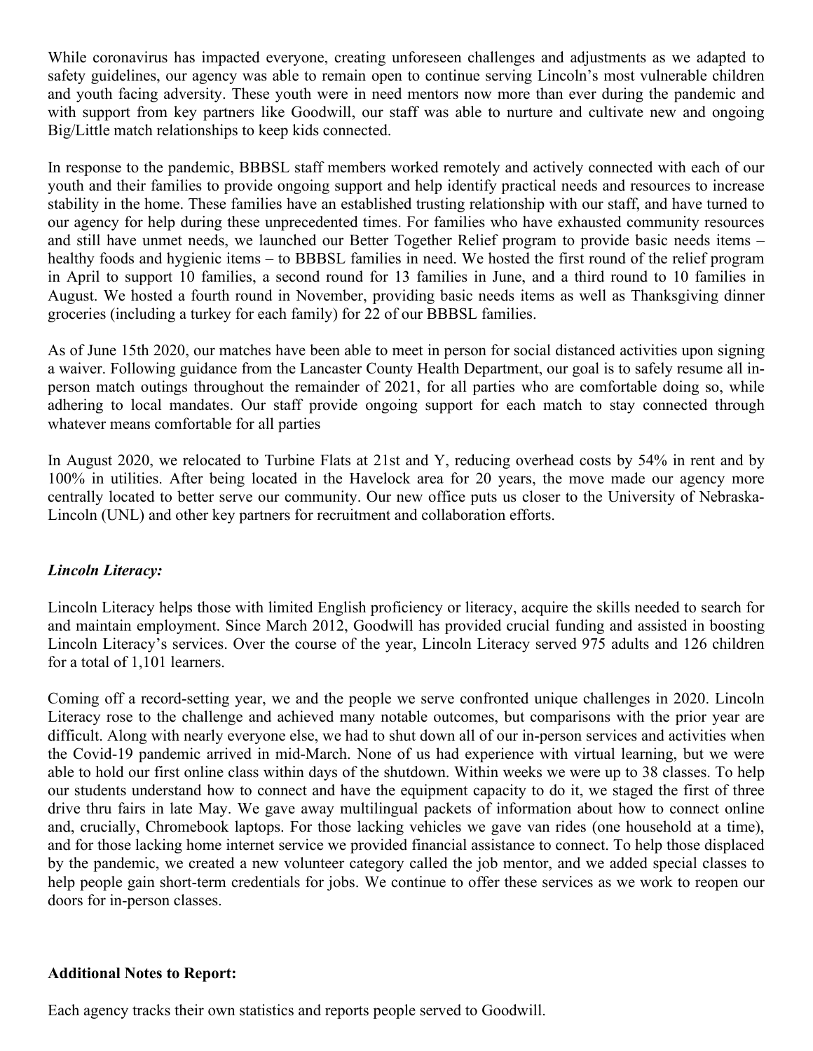While coronavirus has impacted everyone, creating unforeseen challenges and adjustments as we adapted to safety guidelines, our agency was able to remain open to continue serving Lincoln's most vulnerable children and youth facing adversity. These youth were in need mentors now more than ever during the pandemic and with support from key partners like Goodwill, our staff was able to nurture and cultivate new and ongoing Big/Little match relationships to keep kids connected.

In response to the pandemic, BBBSL staff members worked remotely and actively connected with each of our youth and their families to provide ongoing support and help identify practical needs and resources to increase stability in the home. These families have an established trusting relationship with our staff, and have turned to our agency for help during these unprecedented times. For families who have exhausted community resources and still have unmet needs, we launched our Better Together Relief program to provide basic needs items – healthy foods and hygienic items – to BBBSL families in need. We hosted the first round of the relief program in April to support 10 families, a second round for 13 families in June, and a third round to 10 families in August. We hosted a fourth round in November, providing basic needs items as well as Thanksgiving dinner groceries (including a turkey for each family) for 22 of our BBBSL families.

As of June 15th 2020, our matches have been able to meet in person for social distanced activities upon signing a waiver. Following guidance from the Lancaster County Health Department, our goal is to safely resume all in-person match outings throughout the remainder of 2021, for all parties who are comfortable doing so, while adhering to local mandates. Our staff provide ongoing support for each match to stay connected through whatever means comfortable for all parties

In August 2020, we relocated to Turbine Flats at 21st and Y, reducing overhead costs by 54% in rent and by 100% in utilities. After being located in the Havelock area for 20 years, the move made our agency more centrally located to better serve our community. Our new office puts us closer to the University of Nebraska-Lincoln (UNL) and other key partners for recruitment and collaboration efforts.

***Lincoln Literacy:***

Lincoln Literacy helps those with limited English proficiency or literacy, acquire the skills needed to search for and maintain employment. Since March 2012, Goodwill has provided crucial funding and assisted in boosting Lincoln Literacy's services. Over the course of the year, Lincoln Literacy served 975 adults and 126 children for a total of 1,101 learners.

Coming off a record-setting year, we and the people we serve confronted unique challenges in 2020. Lincoln Literacy rose to the challenge and achieved many notable outcomes, but comparisons with the prior year are difficult. Along with nearly everyone else, we had to shut down all of our in-person services and activities when the Covid-19 pandemic arrived in mid-March. None of us had experience with virtual learning, but we were able to hold our first online class within days of the shutdown. Within weeks we were up to 38 classes. To help our students understand how to connect and have the equipment capacity to do it, we staged the first of three drive thru fairs in late May. We gave away multilingual packets of information about how to connect online and, crucially, Chromebook laptops. For those lacking vehicles we gave van rides (one household at a time), and for those lacking home internet service we provided financial assistance to connect. To help those displaced by the pandemic, we created a new volunteer category called the job mentor, and we added special classes to help people gain short-term credentials for jobs. We continue to offer these services as we work to reopen our doors for in-person classes.

**Additional Notes to Report:**

Each agency tracks their own statistics and reports people served to Goodwill.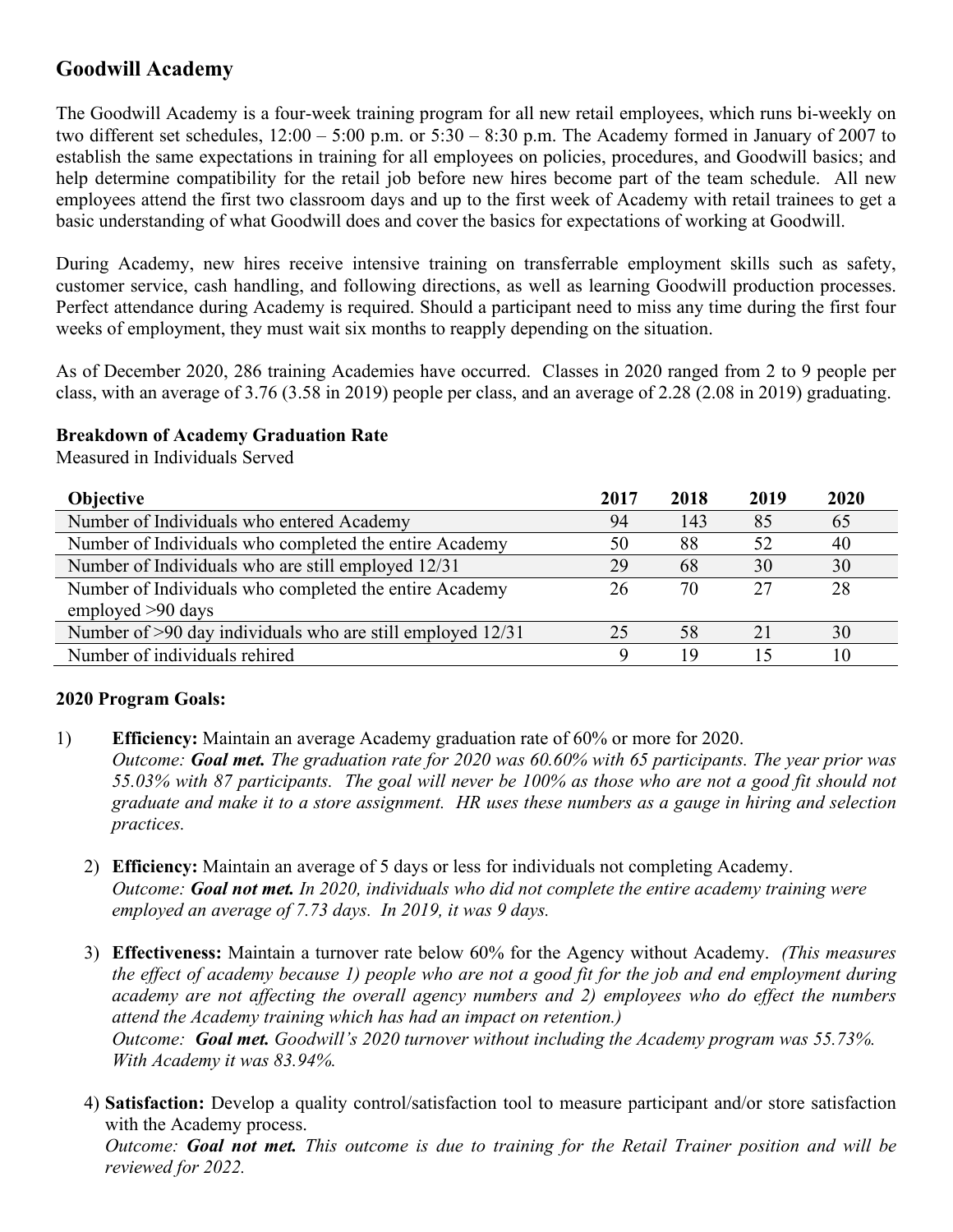## Goodwill Academy

The Goodwill Academy is a four-week training program for all new retail employees, which runs bi-weekly on two different set schedules, 12:00 – 5:00 p.m. or 5:30 – 8:30 p.m. The Academy formed in January of 2007 to establish the same expectations in training for all employees on policies, procedures, and Goodwill basics; and help determine compatibility for the retail job before new hires become part of the team schedule. All new employees attend the first two classroom days and up to the first week of Academy with retail trainees to get a basic understanding of what Goodwill does and cover the basics for expectations of working at Goodwill.

During Academy, new hires receive intensive training on transferrable employment skills such as safety, customer service, cash handling, and following directions, as well as learning Goodwill production processes. Perfect attendance during Academy is required. Should a participant need to miss any time during the first four weeks of employment, they must wait six months to reapply depending on the situation.

As of December 2020, 286 training Academies have occurred. Classes in 2020 ranged from 2 to 9 people per class, with an average of 3.76 (3.58 in 2019) people per class, and an average of 2.28 (2.08 in 2019) graduating.

**Breakdown of Academy Graduation Rate**
Measured in Individuals Served

| Objective | 2017 | 2018 | 2019 | 2020 |
|---|---|---|---|---|
| Number of Individuals who entered Academy | 94 | 143 | 85 | 65 |
| Number of Individuals who completed the entire Academy | 50 | 88 | 52 | 40 |
| Number of Individuals who are still employed 12/31 | 29 | 68 | 30 | 30 |
| Number of Individuals who completed the entire Academy employed >90 days | 26 | 70 | 27 | 28 |
| Number of >90 day individuals who are still employed 12/31 | 25 | 58 | 21 | 30 |
| Number of individuals rehired | 9 | 19 | 15 | 10 |

**2020 Program Goals:**

1) **Efficiency:** Maintain an average Academy graduation rate of 60% or more for 2020.
*Outcome: **Goal met.** The graduation rate for 2020 was 60.60% with 65 participants. The year prior was 55.03% with 87 participants. The goal will never be 100% as those who are not a good fit should not graduate and make it to a store assignment. HR uses these numbers as a gauge in hiring and selection practices.*

2) **Efficiency:** Maintain an average of 5 days or less for individuals not completing Academy.
*Outcome: **Goal not met.** In 2020, individuals who did not complete the entire academy training were employed an average of 7.73 days. In 2019, it was 9 days.*

3) **Effectiveness:** Maintain a turnover rate below 60% for the Agency without Academy. *(This measures the effect of academy because 1) people who are not a good fit for the job and end employment during academy are not affecting the overall agency numbers and 2) employees who do effect the numbers attend the Academy training which has had an impact on retention.)*
*Outcome: **Goal met.** Goodwill's 2020 turnover without including the Academy program was 55.73%. With Academy it was 83.94%.*

4) **Satisfaction:** Develop a quality control/satisfaction tool to measure participant and/or store satisfaction with the Academy process.
*Outcome: **Goal not met.** This outcome is due to training for the Retail Trainer position and will be reviewed for 2022.*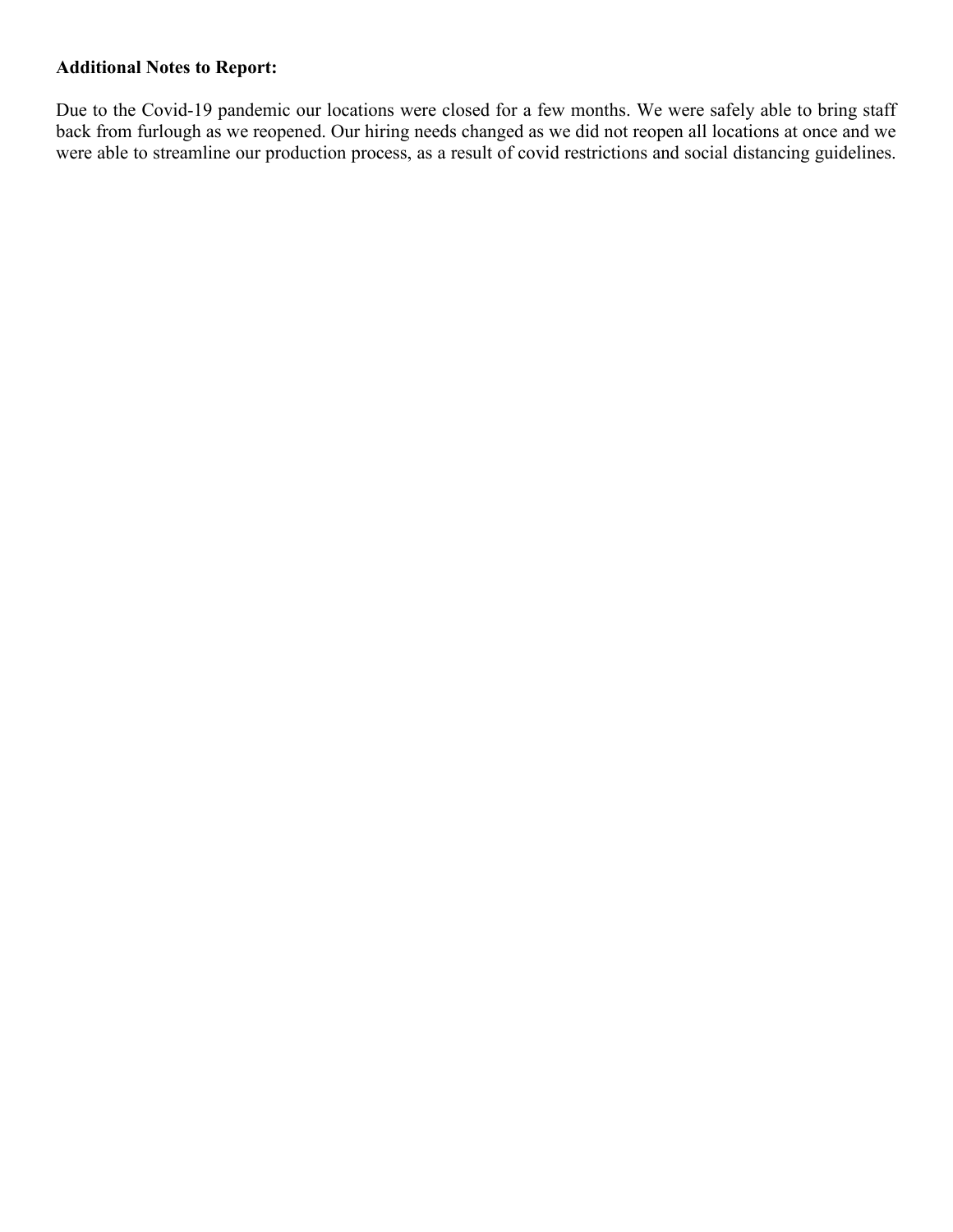**Additional Notes to Report:**

Due to the Covid-19 pandemic our locations were closed for a few months. We were safely able to bring staff back from furlough as we reopened. Our hiring needs changed as we did not reopen all locations at once and we were able to streamline our production process, as a result of covid restrictions and social distancing guidelines.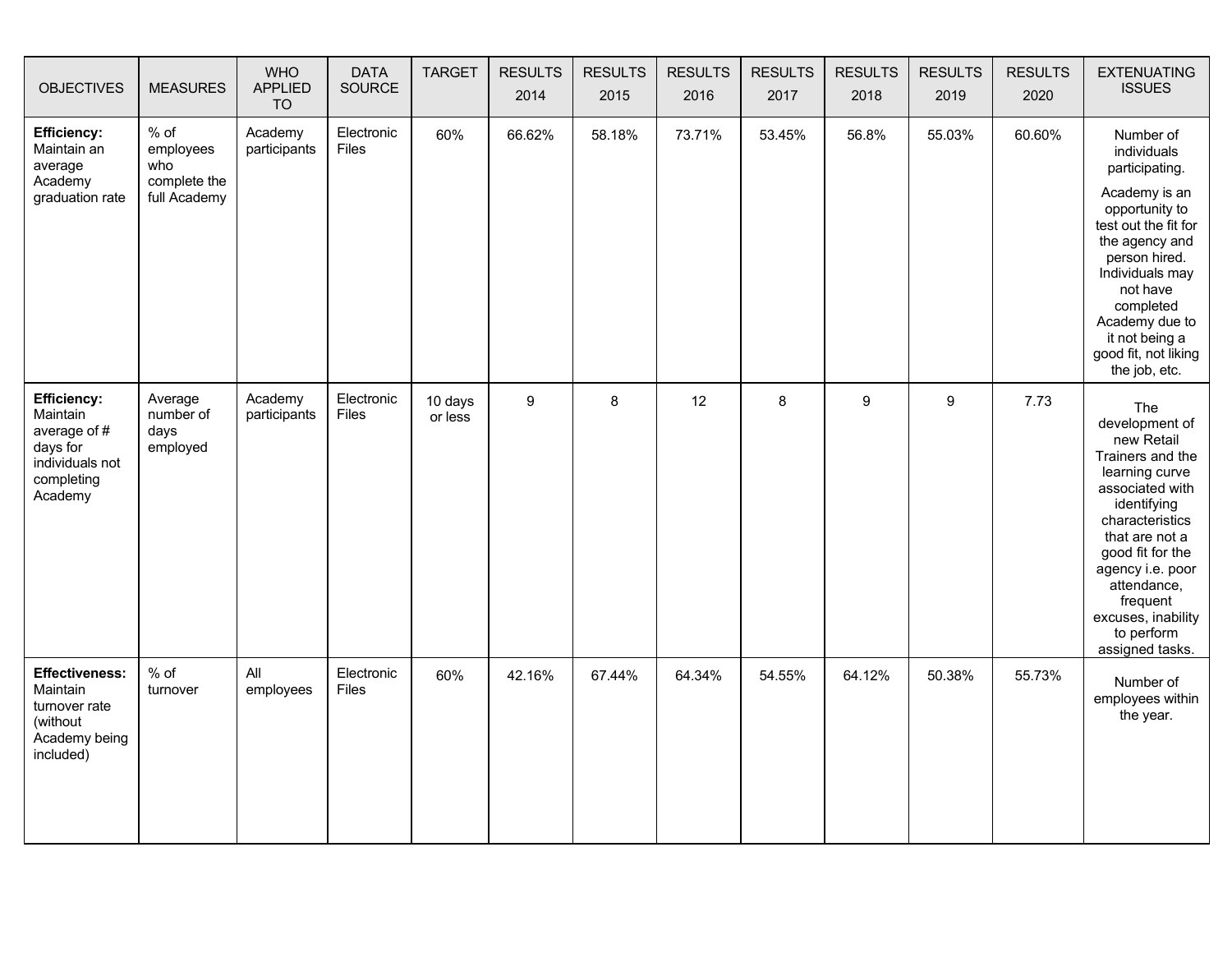| OBJECTIVES | MEASURES | WHO APPLIED TO | DATA SOURCE | TARGET | RESULTS 2014 | RESULTS 2015 | RESULTS 2016 | RESULTS 2017 | RESULTS 2018 | RESULTS 2019 | RESULTS 2020 | EXTENUATING ISSUES |
|---|---|---|---|---|---|---|---|---|---|---|---|---|
| **Efficiency:** Maintain an average Academy graduation rate | % of employees who complete the full Academy | Academy participants | Electronic Files | 60% | 66.62% | 58.18% | 73.71% | 53.45% | 56.8% | 55.03% | 60.60% | Number of individuals participating. Academy is an opportunity to test out the fit for the agency and person hired. Individuals may not have completed Academy due to it not being a good fit, not liking the job, etc. |
| **Efficiency:** Maintain average of # days for individuals not completing Academy | Average number of days employed | Academy participants | Electronic Files | 10 days or less | 9 | 8 | 12 | 8 | 9 | 9 | 7.73 | The development of new Retail Trainers and the learning curve associated with identifying characteristics that are not a good fit for the agency i.e. poor attendance, frequent excuses, inability to perform assigned tasks. |
| **Effectiveness:** Maintain turnover rate (without Academy being included) | % of turnover | All employees | Electronic Files | 60% | 42.16% | 67.44% | 64.34% | 54.55% | 64.12% | 50.38% | 55.73% | Number of employees within the year. |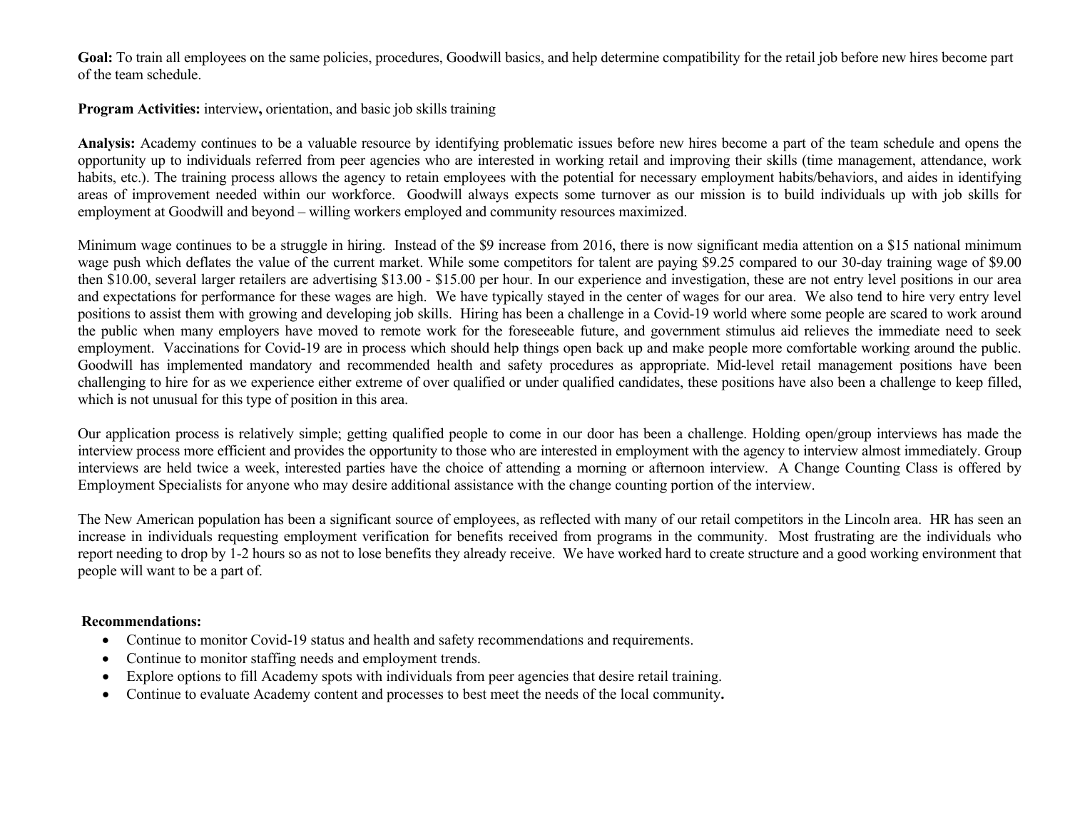**Goal:** To train all employees on the same policies, procedures, Goodwill basics, and help determine compatibility for the retail job before new hires become part of the team schedule.

**Program Activities:** interview**,** orientation, and basic job skills training

**Analysis:** Academy continues to be a valuable resource by identifying problematic issues before new hires become a part of the team schedule and opens the opportunity up to individuals referred from peer agencies who are interested in working retail and improving their skills (time management, attendance, work habits, etc.). The training process allows the agency to retain employees with the potential for necessary employment habits/behaviors, and aides in identifying areas of improvement needed within our workforce. Goodwill always expects some turnover as our mission is to build individuals up with job skills for employment at Goodwill and beyond – willing workers employed and community resources maximized.

Minimum wage continues to be a struggle in hiring. Instead of the $9 increase from 2016, there is now significant media attention on a $15 national minimum wage push which deflates the value of the current market. While some competitors for talent are paying $9.25 compared to our 30-day training wage of $9.00 then $10.00, several larger retailers are advertising $13.00 - $15.00 per hour. In our experience and investigation, these are not entry level positions in our area and expectations for performance for these wages are high. We have typically stayed in the center of wages for our area. We also tend to hire very entry level positions to assist them with growing and developing job skills. Hiring has been a challenge in a Covid-19 world where some people are scared to work around the public when many employers have moved to remote work for the foreseeable future, and government stimulus aid relieves the immediate need to seek employment. Vaccinations for Covid-19 are in process which should help things open back up and make people more comfortable working around the public. Goodwill has implemented mandatory and recommended health and safety procedures as appropriate. Mid-level retail management positions have been challenging to hire for as we experience either extreme of over qualified or under qualified candidates, these positions have also been a challenge to keep filled, which is not unusual for this type of position in this area.

Our application process is relatively simple; getting qualified people to come in our door has been a challenge. Holding open/group interviews has made the interview process more efficient and provides the opportunity to those who are interested in employment with the agency to interview almost immediately. Group interviews are held twice a week, interested parties have the choice of attending a morning or afternoon interview. A Change Counting Class is offered by Employment Specialists for anyone who may desire additional assistance with the change counting portion of the interview.

The New American population has been a significant source of employees, as reflected with many of our retail competitors in the Lincoln area. HR has seen an increase in individuals requesting employment verification for benefits received from programs in the community. Most frustrating are the individuals who report needing to drop by 1-2 hours so as not to lose benefits they already receive. We have worked hard to create structure and a good working environment that people will want to be a part of.

**Recommendations:**

- Continue to monitor Covid-19 status and health and safety recommendations and requirements.
- Continue to monitor staffing needs and employment trends.
- Explore options to fill Academy spots with individuals from peer agencies that desire retail training.
- Continue to evaluate Academy content and processes to best meet the needs of the local community**.**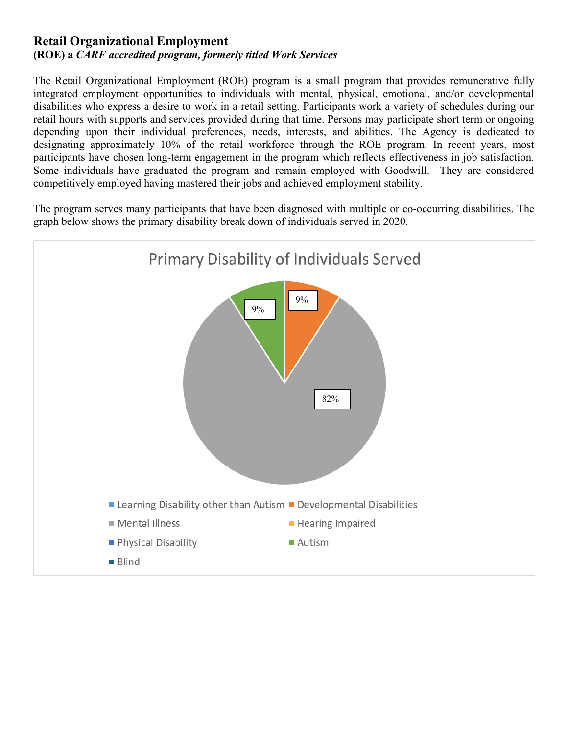## Retail Organizational Employment

**(ROE) a *CARF accredited program, formerly titled Work Services***

The Retail Organizational Employment (ROE) program is a small program that provides remunerative fully integrated employment opportunities to individuals with mental, physical, emotional, and/or developmental disabilities who express a desire to work in a retail setting. Participants work a variety of schedules during our retail hours with supports and services provided during that time. Persons may participate short term or ongoing depending upon their individual preferences, needs, interests, and abilities. The Agency is dedicated to designating approximately 10% of the retail workforce through the ROE program. In recent years, most participants have chosen long-term engagement in the program which reflects effectiveness in job satisfaction. Some individuals have graduated the program and remain employed with Goodwill. They are considered competitively employed having mastered their jobs and achieved employment stability.

The program serves many participants that have been diagnosed with multiple or co-occurring disabilities. The graph below shows the primary disability break down of individuals served in 2020.

**Primary Disability of Individuals Served**

| Primary Disability | Percentage |
| --- | --- |
| Learning Disability other than Autism | |
| Developmental Disabilities | 9% |
| Mental Illness | 82% |
| Hearing Impaired | |
| Physical Disability | |
| Autism | 9% |
| Blind | |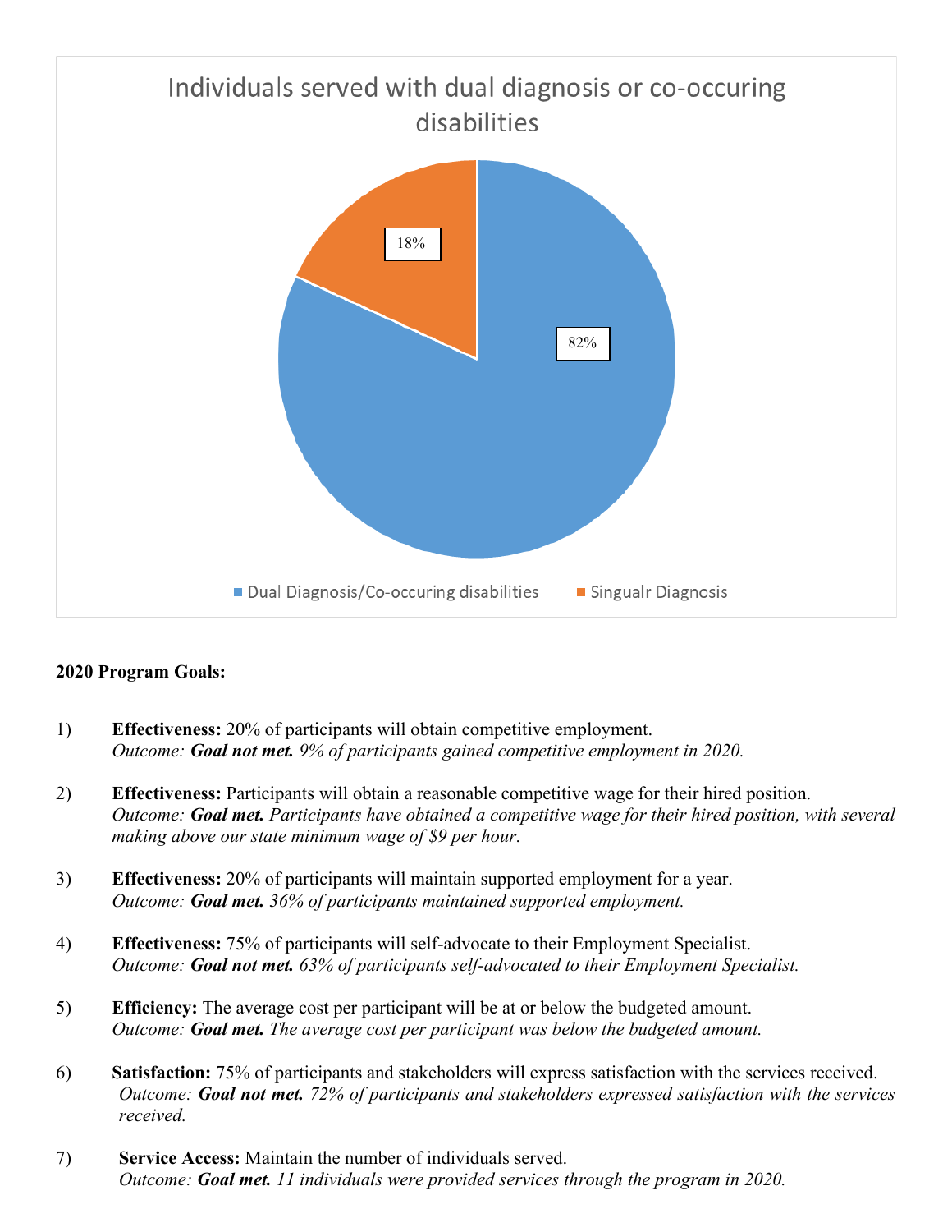Individuals served with dual diagnosis or co-occuring disabilities

| Category | Percentage |
|---|---|
| Dual Diagnosis/Co-occuring disabilities | 82% |
| Singualr Diagnosis | 18% |

**2020 Program Goals:**

1) **Effectiveness:** 20% of participants will obtain competitive employment.
   *Outcome:* ***Goal not met.*** *9% of participants gained competitive employment in 2020.*

2) **Effectiveness:** Participants will obtain a reasonable competitive wage for their hired position.
   *Outcome:* ***Goal met.*** *Participants have obtained a competitive wage for their hired position, with several making above our state minimum wage of $9 per hour.*

3) **Effectiveness:** 20% of participants will maintain supported employment for a year.
   *Outcome:* ***Goal met.*** *36% of participants maintained supported employment.*

4) **Effectiveness:** 75% of participants will self-advocate to their Employment Specialist.
   *Outcome:* ***Goal not met.*** *63% of participants self-advocated to their Employment Specialist.*

5) **Efficiency:** The average cost per participant will be at or below the budgeted amount.
   *Outcome:* ***Goal met.*** *The average cost per participant was below the budgeted amount.*

6) **Satisfaction:** 75% of participants and stakeholders will express satisfaction with the services received.
   *Outcome:* ***Goal not met.*** *72% of participants and stakeholders expressed satisfaction with the services received.*

7) **Service Access:** Maintain the number of individuals served.
   *Outcome:* ***Goal met.*** *11 individuals were provided services through the program in 2020.*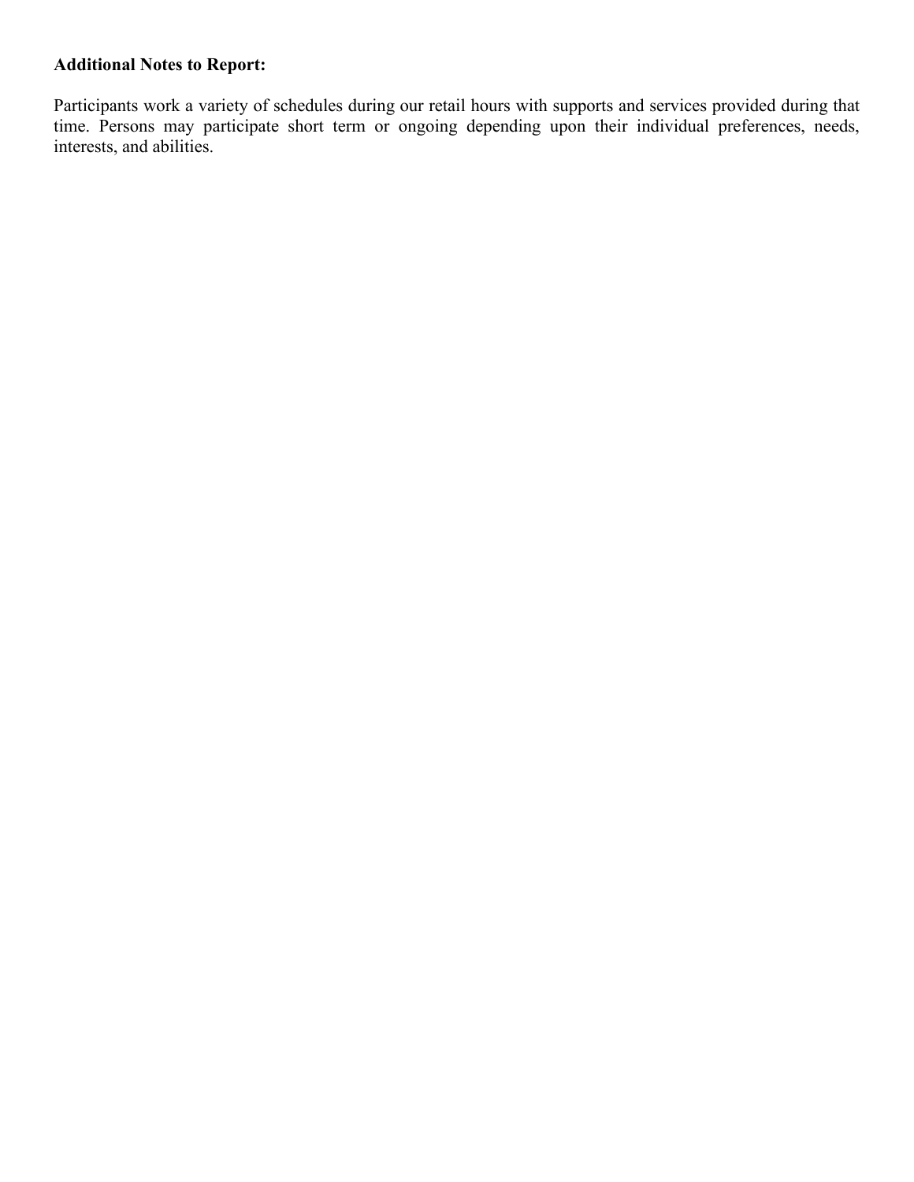**Additional Notes to Report:**

Participants work a variety of schedules during our retail hours with supports and services provided during that time. Persons may participate short term or ongoing depending upon their individual preferences, needs, interests, and abilities.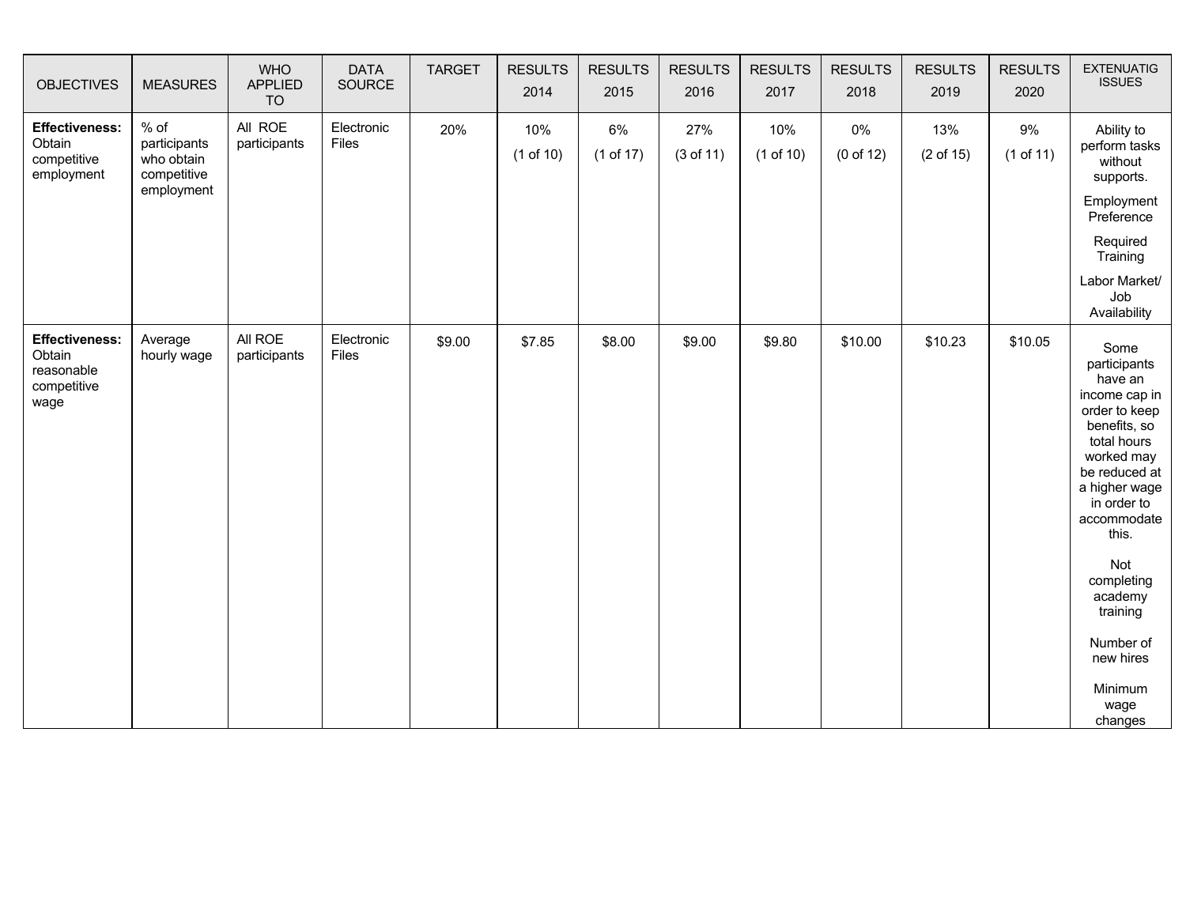| OBJECTIVES | MEASURES | WHO APPLIED TO | DATA SOURCE | TARGET | RESULTS 2014 | RESULTS 2015 | RESULTS 2016 | RESULTS 2017 | RESULTS 2018 | RESULTS 2019 | RESULTS 2020 | EXTENUATIG ISSUES |
|---|---|---|---|---|---|---|---|---|---|---|---|---|
| **Effectiveness:** Obtain competitive employment | % of participants who obtain competitive employment | All ROE participants | Electronic Files | 20% | 10% (1 of 10) | 6% (1 of 17) | 27% (3 of 11) | 10% (1 of 10) | 0% (0 of 12) | 13% (2 of 15) | 9% (1 of 11) | Ability to perform tasks without supports. Employment Preference Required Training Labor Market/ Job Availability |
| **Effectiveness:** Obtain reasonable competitive wage | Average hourly wage | All ROE participants | Electronic Files | $9.00 | $7.85 | $8.00 | $9.00 | $9.80 | $10.00 | $10.23 | $10.05 | Some participants have an income cap in order to keep benefits, so total hours worked may be reduced at a higher wage in order to accommodate this. Not completing academy training Number of new hires Minimum wage changes |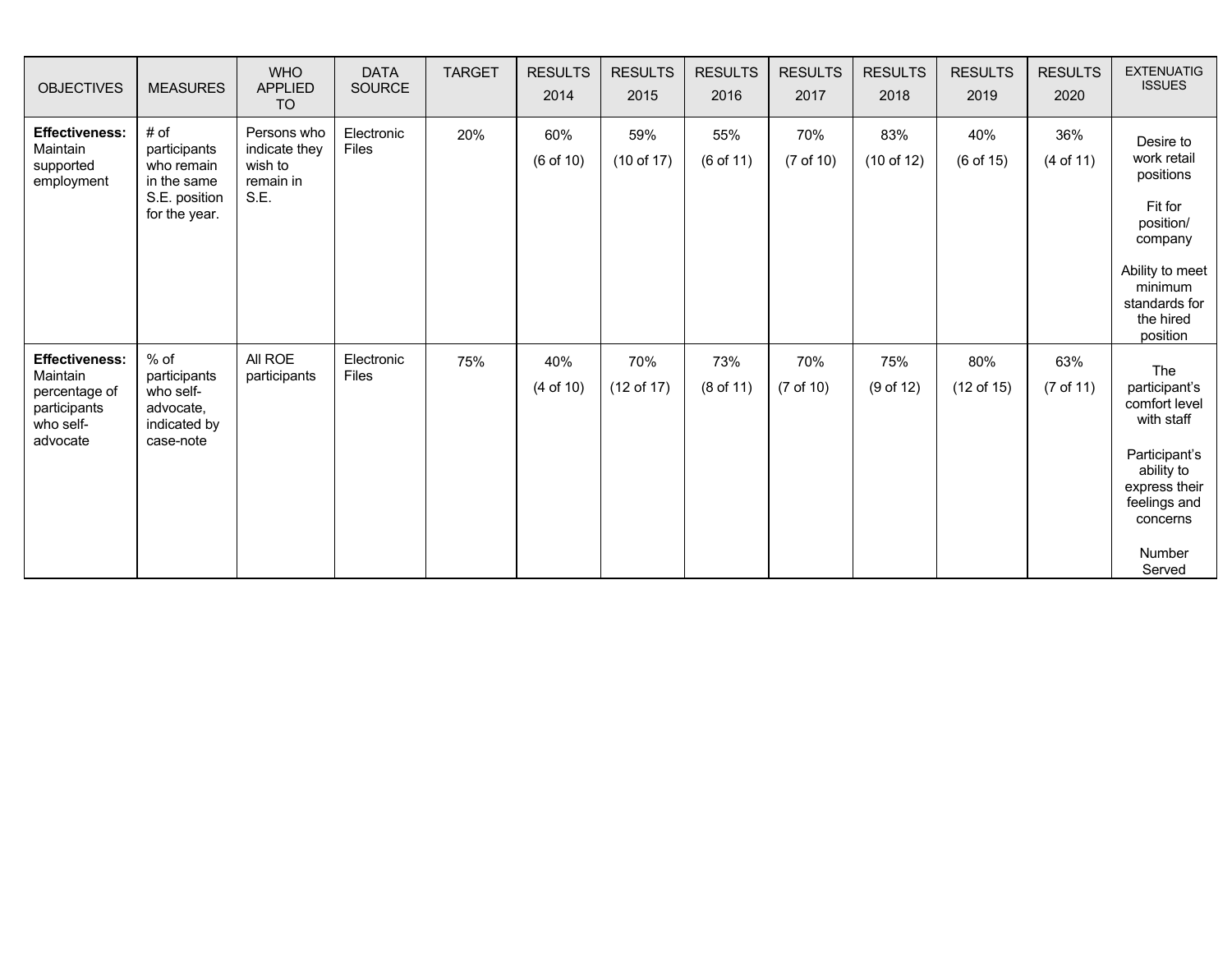| OBJECTIVES | MEASURES | WHO APPLIED TO | DATA SOURCE | TARGET | RESULTS 2014 | RESULTS 2015 | RESULTS 2016 | RESULTS 2017 | RESULTS 2018 | RESULTS 2019 | RESULTS 2020 | EXTENUATIG ISSUES |
|---|---|---|---|---|---|---|---|---|---|---|---|---|
| **Effectiveness:** Maintain supported employment | # of participants who remain in the same S.E. position for the year. | Persons who indicate they wish to remain in S.E. | Electronic Files | 20% | 60% (6 of 10) | 59% (10 of 17) | 55% (6 of 11) | 70% (7 of 10) | 83% (10 of 12) | 40% (6 of 15) | 36% (4 of 11) | Desire to work retail positions<br><br>Fit for position/ company<br><br>Ability to meet minimum standards for the hired position |
| **Effectiveness:** Maintain percentage of participants who self-advocate | % of participants who self-advocate, indicated by case-note | All ROE participants | Electronic Files | 75% | 40% (4 of 10) | 70% (12 of 17) | 73% (8 of 11) | 70% (7 of 10) | 75% (9 of 12) | 80% (12 of 15) | 63% (7 of 11) | The participant's comfort level with staff<br><br>Participant's ability to express their feelings and concerns<br><br>Number Served |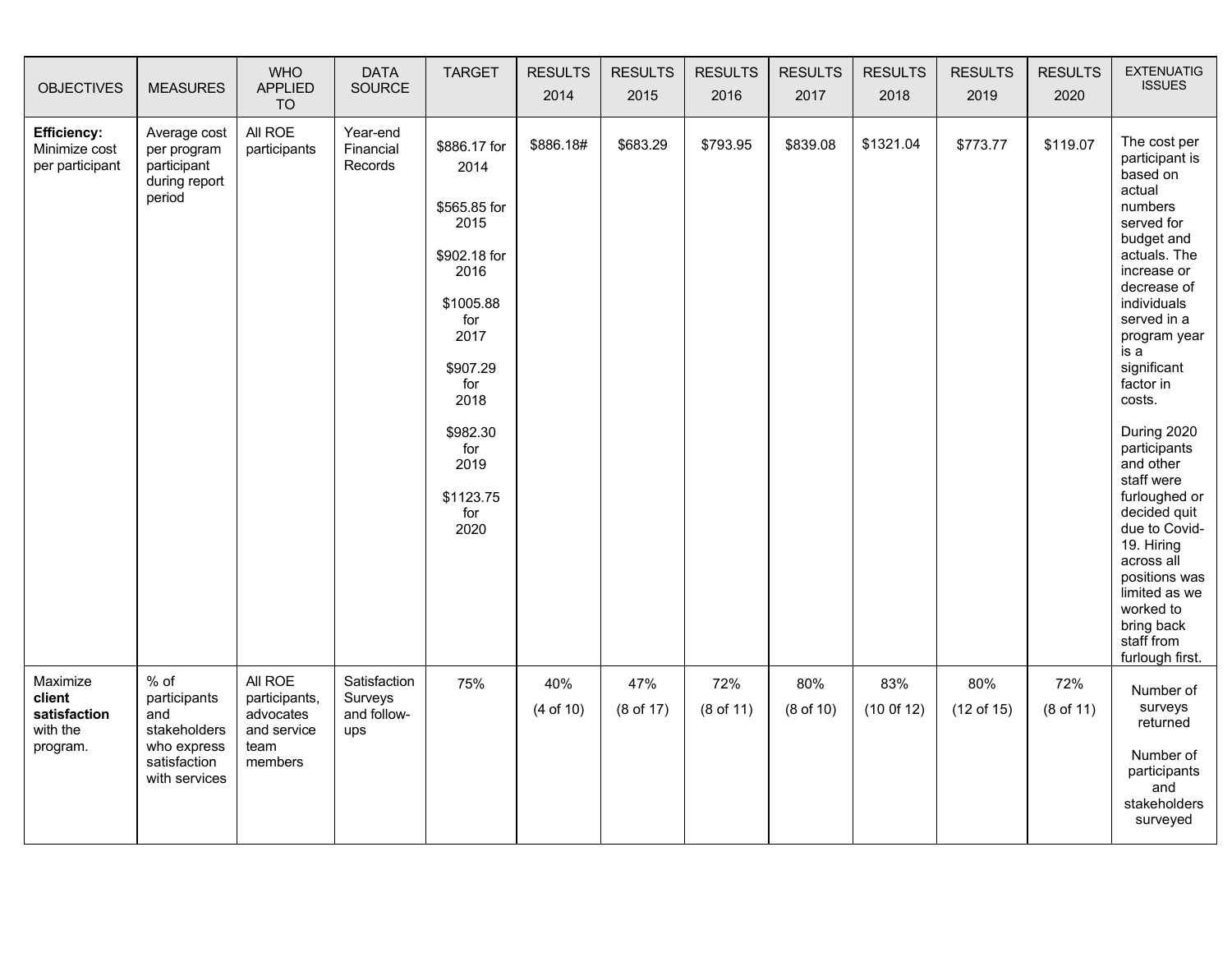| OBJECTIVES | MEASURES | WHO APPLIED TO | DATA SOURCE | TARGET | RESULTS 2014 | RESULTS 2015 | RESULTS 2016 | RESULTS 2017 | RESULTS 2018 | RESULTS 2019 | RESULTS 2020 | EXTENUATIG ISSUES |
|---|---|---|---|---|---|---|---|---|---|---|---|---|
| **Efficiency:** Minimize cost per participant | Average cost per program participant during report period | All ROE participants | Year-end Financial Records | $886.17 for 2014<br><br>$565.85 for 2015<br><br>$902.18 for 2016<br><br>$1005.88 for 2017<br><br>$907.29 for 2018<br><br>$982.30 for 2019<br><br>$1123.75 for 2020 | $886.18# | $683.29 | $793.95 | $839.08 | $1321.04 | $773.77 | $119.07 | The cost per participant is based on actual numbers served for budget and actuals. The increase or decrease of individuals served in a program year is a significant factor in costs.<br><br>During 2020 participants and other staff were furloughed or decided quit due to Covid-19. Hiring across all positions was limited as we worked to bring back staff from furlough first. |
| Maximize **client satisfaction** with the program. | % of participants and stakeholders who express satisfaction with services | All ROE participants, advocates and service team members | Satisfaction Surveys and follow-ups | 75% | 40%<br>(4 of 10) | 47%<br>(8 of 17) | 72%<br>(8 of 11) | 80%<br>(8 of 10) | 83%<br>(10 0f 12) | 80%<br>(12 of 15) | 72%<br>(8 of 11) | Number of surveys returned<br><br>Number of participants and stakeholders surveyed |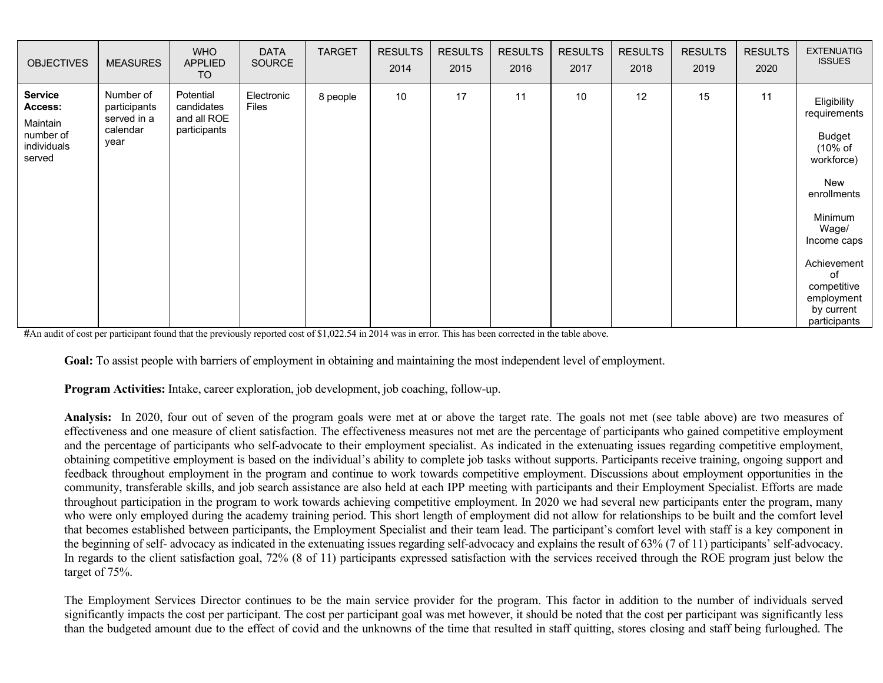| OBJECTIVES | MEASURES | WHO APPLIED TO | DATA SOURCE | TARGET | RESULTS 2014 | RESULTS 2015 | RESULTS 2016 | RESULTS 2017 | RESULTS 2018 | RESULTS 2019 | RESULTS 2020 | EXTENUATIG ISSUES |
|---|---|---|---|---|---|---|---|---|---|---|---|---|
| **Service Access:** Maintain number of individuals served | Number of participants served in a calendar year | Potential candidates and all ROE participants | Electronic Files | 8 people | 10 | 17 | 11 | 10 | 12 | 15 | 11 | Eligibility requirements<br><br>Budget (10% of workforce)<br><br>New enrollments<br><br>Minimum Wage/ Income caps<br><br>Achievement of competitive employment by current participants |

#An audit of cost per participant found that the previously reported cost of $1,022.54 in 2014 was in error. This has been corrected in the table above.

**Goal:** To assist people with barriers of employment in obtaining and maintaining the most independent level of employment.

**Program Activities:** Intake, career exploration, job development, job coaching, follow-up.

**Analysis:** In 2020, four out of seven of the program goals were met at or above the target rate. The goals not met (see table above) are two measures of effectiveness and one measure of client satisfaction. The effectiveness measures not met are the percentage of participants who gained competitive employment and the percentage of participants who self-advocate to their employment specialist. As indicated in the extenuating issues regarding competitive employment, obtaining competitive employment is based on the individual's ability to complete job tasks without supports. Participants receive training, ongoing support and feedback throughout employment in the program and continue to work towards competitive employment. Discussions about employment opportunities in the community, transferable skills, and job search assistance are also held at each IPP meeting with participants and their Employment Specialist. Efforts are made throughout participation in the program to work towards achieving competitive employment. In 2020 we had several new participants enter the program, many who were only employed during the academy training period. This short length of employment did not allow for relationships to be built and the comfort level that becomes established between participants, the Employment Specialist and their team lead. The participant's comfort level with staff is a key component in the beginning of self- advocacy as indicated in the extenuating issues regarding self-advocacy and explains the result of 63% (7 of 11) participants' self-advocacy. In regards to the client satisfaction goal, 72% (8 of 11) participants expressed satisfaction with the services received through the ROE program just below the target of 75%.

The Employment Services Director continues to be the main service provider for the program. This factor in addition to the number of individuals served significantly impacts the cost per participant. The cost per participant goal was met however, it should be noted that the cost per participant was significantly less than the budgeted amount due to the effect of covid and the unknowns of the time that resulted in staff quitting, stores closing and staff being furloughed. The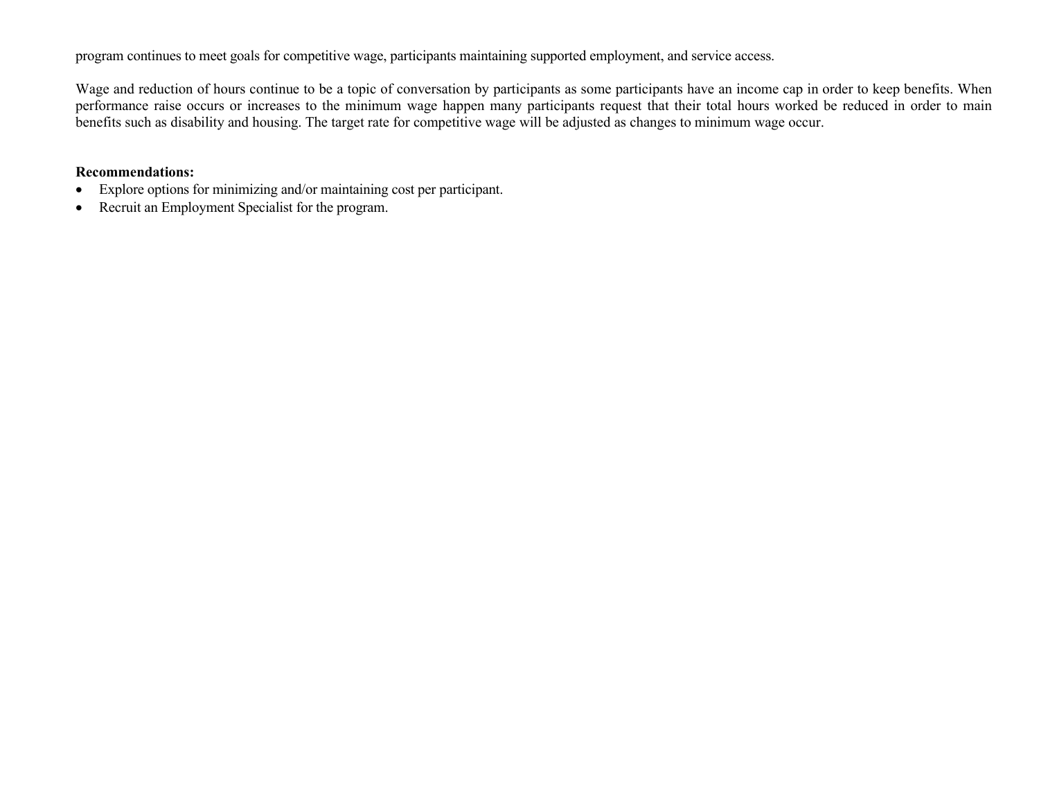program continues to meet goals for competitive wage, participants maintaining supported employment, and service access.

Wage and reduction of hours continue to be a topic of conversation by participants as some participants have an income cap in order to keep benefits. When performance raise occurs or increases to the minimum wage happen many participants request that their total hours worked be reduced in order to main benefits such as disability and housing. The target rate for competitive wage will be adjusted as changes to minimum wage occur.

**Recommendations:**

- Explore options for minimizing and/or maintaining cost per participant.
- Recruit an Employment Specialist for the program.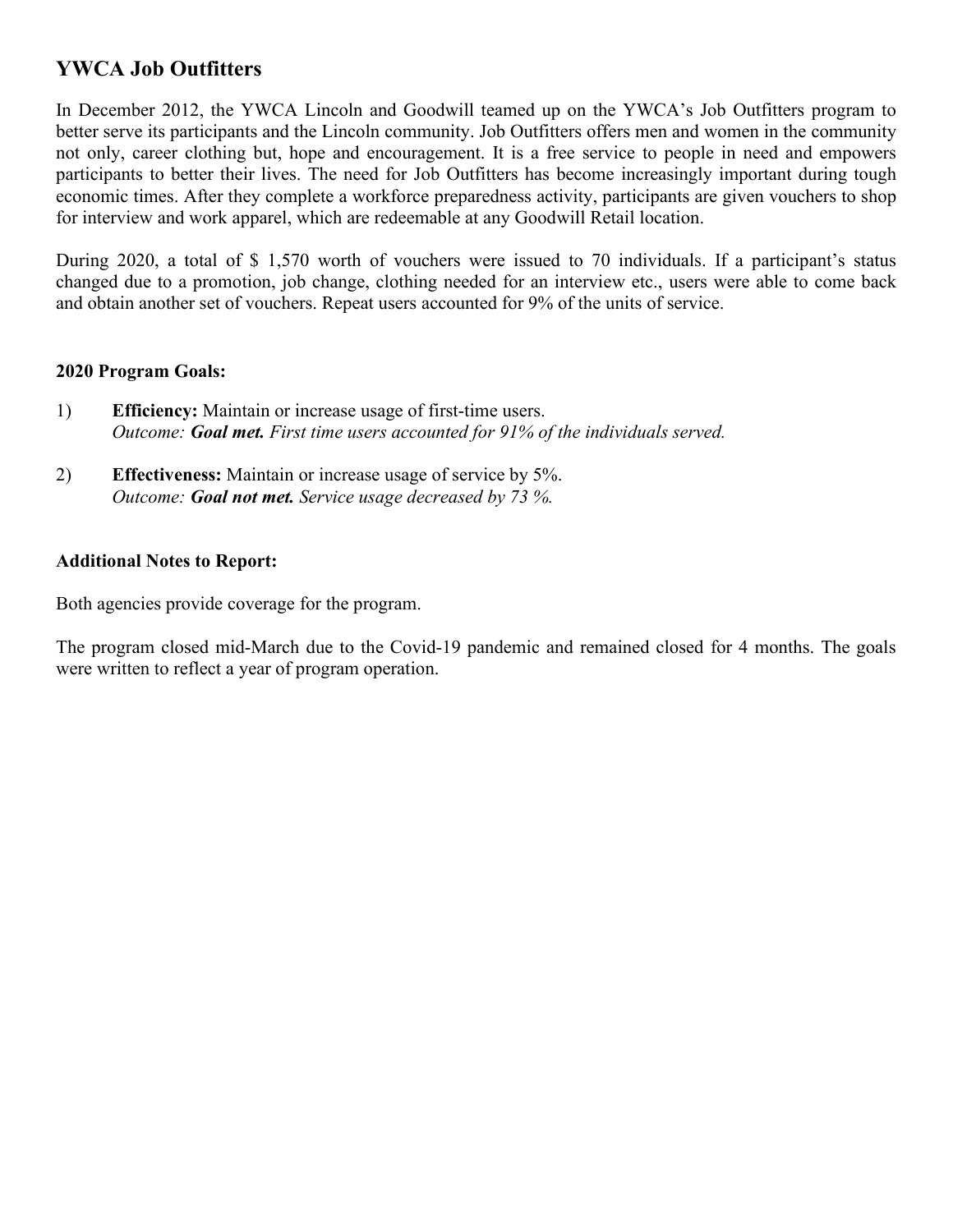## YWCA Job Outfitters

In December 2012, the YWCA Lincoln and Goodwill teamed up on the YWCA's Job Outfitters program to better serve its participants and the Lincoln community. Job Outfitters offers men and women in the community not only, career clothing but, hope and encouragement. It is a free service to people in need and empowers participants to better their lives. The need for Job Outfitters has become increasingly important during tough economic times. After they complete a workforce preparedness activity, participants are given vouchers to shop for interview and work apparel, which are redeemable at any Goodwill Retail location.

During 2020, a total of $ 1,570 worth of vouchers were issued to 70 individuals. If a participant's status changed due to a promotion, job change, clothing needed for an interview etc., users were able to come back and obtain another set of vouchers. Repeat users accounted for 9% of the units of service.

**2020 Program Goals:**

1) **Efficiency:** Maintain or increase usage of first-time users.
   *Outcome:* ***Goal met.*** *First time users accounted for 91% of the individuals served.*

2) **Effectiveness:** Maintain or increase usage of service by 5%.
   *Outcome:* ***Goal not met.*** *Service usage decreased by 73 %.*

**Additional Notes to Report:**

Both agencies provide coverage for the program.

The program closed mid-March due to the Covid-19 pandemic and remained closed for 4 months. The goals were written to reflect a year of program operation.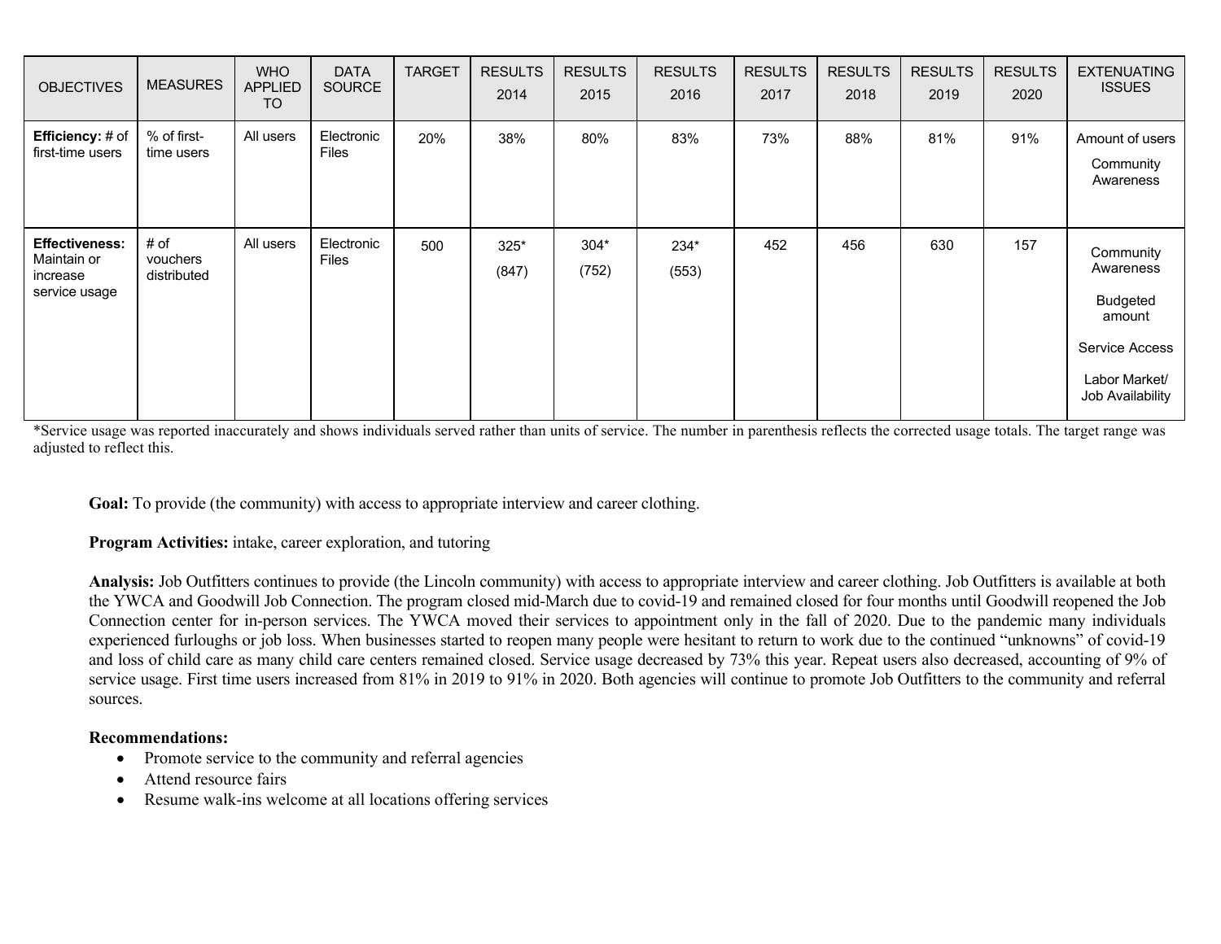| OBJECTIVES | MEASURES | WHO APPLIED TO | DATA SOURCE | TARGET | RESULTS 2014 | RESULTS 2015 | RESULTS 2016 | RESULTS 2017 | RESULTS 2018 | RESULTS 2019 | RESULTS 2020 | EXTENUATING ISSUES |
|---|---|---|---|---|---|---|---|---|---|---|---|---|
| **Efficiency:** # of first-time users | % of first-time users | All users | Electronic Files | 20% | 38% | 80% | 83% | 73% | 88% | 81% | 91% | Amount of users<br>Community Awareness |
| **Effectiveness:** Maintain or increase service usage | # of vouchers distributed | All users | Electronic Files | 500 | 325*<br>(847) | 304*<br>(752) | 234*<br>(553) | 452 | 456 | 630 | 157 | Community Awareness<br>Budgeted amount<br>Service Access<br>Labor Market/ Job Availability |

*Service usage was reported inaccurately and shows individuals served rather than units of service. The number in parenthesis reflects the corrected usage totals. The target range was adjusted to reflect this.

**Goal:** To provide (the community) with access to appropriate interview and career clothing.

**Program Activities:** intake, career exploration, and tutoring

**Analysis:** Job Outfitters continues to provide (the Lincoln community) with access to appropriate interview and career clothing. Job Outfitters is available at both the YWCA and Goodwill Job Connection. The program closed mid-March due to covid-19 and remained closed for four months until Goodwill reopened the Job Connection center for in-person services. The YWCA moved their services to appointment only in the fall of 2020. Due to the pandemic many individuals experienced furloughs or job loss. When businesses started to reopen many people were hesitant to return to work due to the continued "unknowns" of covid-19 and loss of child care as many child care centers remained closed. Service usage decreased by 73% this year. Repeat users also decreased, accounting of 9% of service usage. First time users increased from 81% in 2019 to 91% in 2020. Both agencies will continue to promote Job Outfitters to the community and referral sources.

**Recommendations:**

- Promote service to the community and referral agencies
- Attend resource fairs
- Resume walk-ins welcome at all locations offering services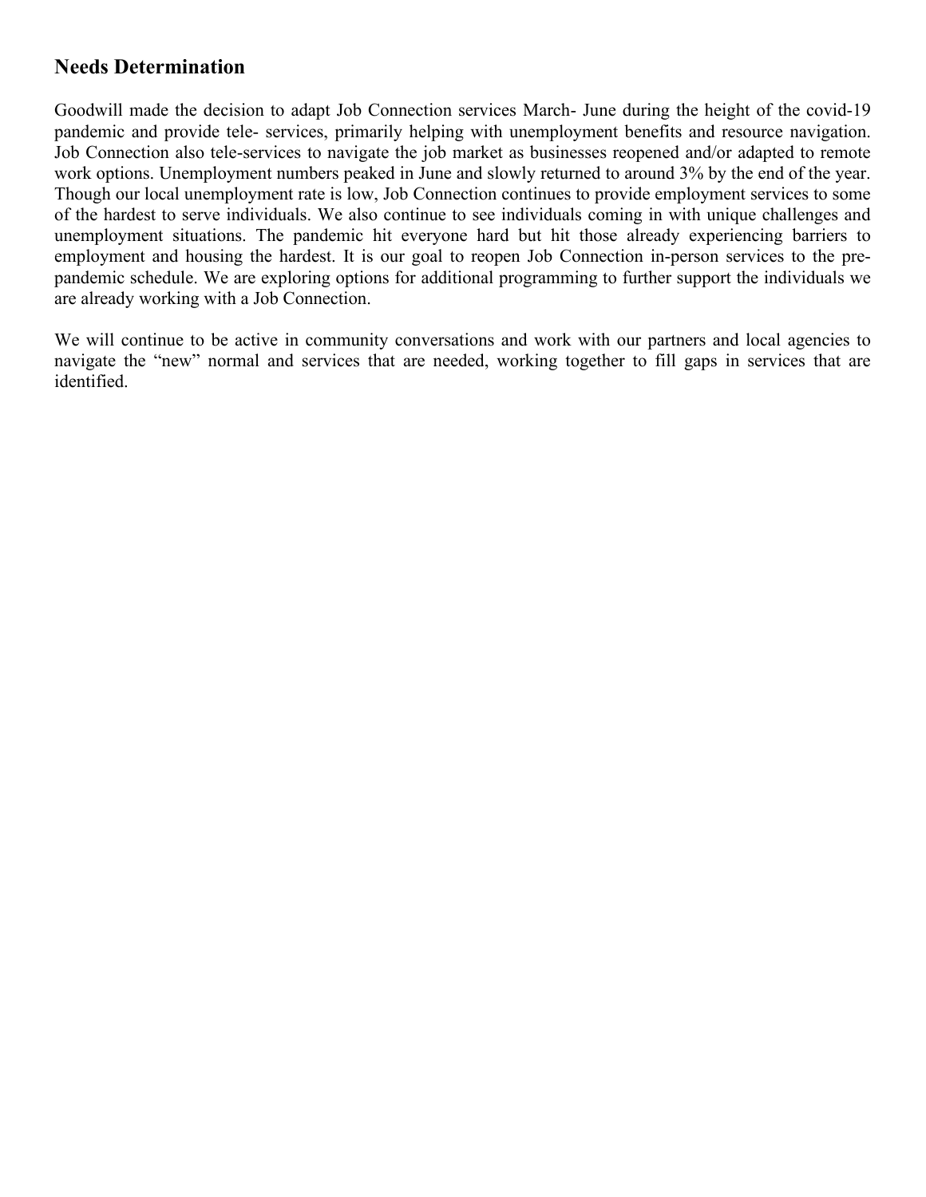## Needs Determination

Goodwill made the decision to adapt Job Connection services March- June during the height of the covid-19 pandemic and provide tele- services, primarily helping with unemployment benefits and resource navigation. Job Connection also tele-services to navigate the job market as businesses reopened and/or adapted to remote work options. Unemployment numbers peaked in June and slowly returned to around 3% by the end of the year. Though our local unemployment rate is low, Job Connection continues to provide employment services to some of the hardest to serve individuals. We also continue to see individuals coming in with unique challenges and unemployment situations. The pandemic hit everyone hard but hit those already experiencing barriers to employment and housing the hardest. It is our goal to reopen Job Connection in-person services to the pre-pandemic schedule. We are exploring options for additional programming to further support the individuals we are already working with a Job Connection.

We will continue to be active in community conversations and work with our partners and local agencies to navigate the "new" normal and services that are needed, working together to fill gaps in services that are identified.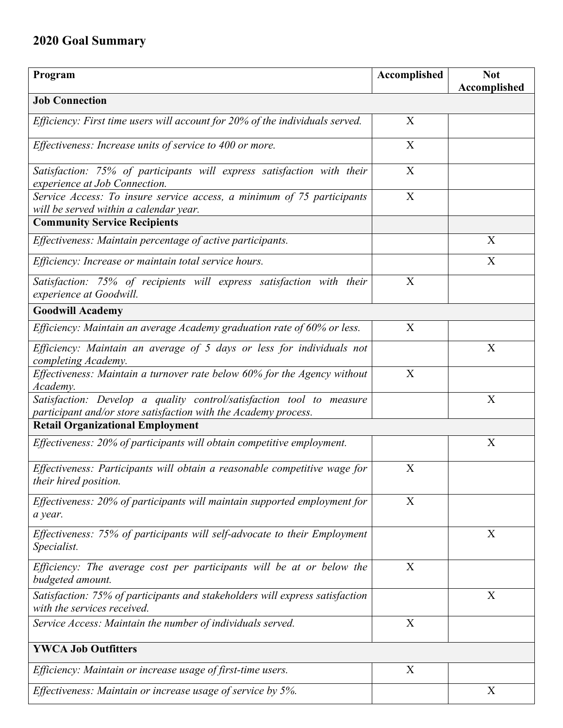## 2020 Goal Summary

| Program | Accomplished | Not Accomplished |
|---|---|---|
| **Job Connection** | | |
| *Efficiency: First time users will account for 20% of the individuals served.* | X | |
| *Effectiveness: Increase units of service to 400 or more.* | X | |
| *Satisfaction: 75% of participants will express satisfaction with their experience at Job Connection.* | X | |
| *Service Access: To insure service access, a minimum of 75 participants will be served within a calendar year.* | X | |
| **Community Service Recipients** | | |
| *Effectiveness: Maintain percentage of active participants.* | | X |
| *Efficiency: Increase or maintain total service hours.* | | X |
| *Satisfaction: 75% of recipients will express satisfaction with their experience at Goodwill.* | X | |
| **Goodwill Academy** | | |
| *Efficiency: Maintain an average Academy graduation rate of 60% or less.* | X | |
| *Efficiency: Maintain an average of 5 days or less for individuals not completing Academy.* | | X |
| *Effectiveness: Maintain a turnover rate below 60% for the Agency without Academy.* | X | |
| *Satisfaction: Develop a quality control/satisfaction tool to measure participant and/or store satisfaction with the Academy process.* | | X |
| **Retail Organizational Employment** | | |
| *Effectiveness: 20% of participants will obtain competitive employment.* | | X |
| *Effectiveness: Participants will obtain a reasonable competitive wage for their hired position.* | X | |
| *Effectiveness: 20% of participants will maintain supported employment for a year.* | X | |
| *Effectiveness: 75% of participants will self-advocate to their Employment Specialist.* | | X |
| *Efficiency: The average cost per participants will be at or below the budgeted amount.* | X | |
| *Satisfaction: 75% of participants and stakeholders will express satisfaction with the services received.* | | X |
| *Service Access: Maintain the number of individuals served.* | X | |
| **YWCA Job Outfitters** | | |
| *Efficiency: Maintain or increase usage of first-time users.* | X | |
| *Effectiveness: Maintain or increase usage of service by 5%.* | | X |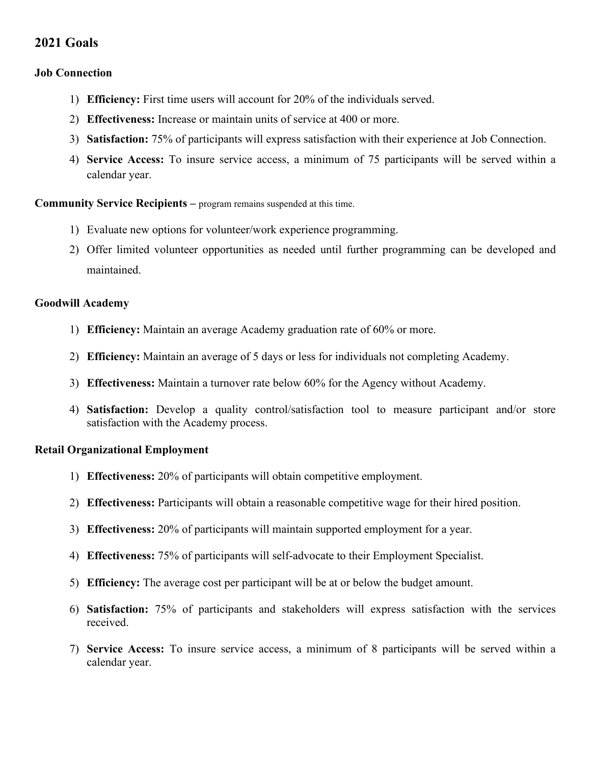## 2021 Goals

### Job Connection

1) **Efficiency:** First time users will account for 20% of the individuals served.
2) **Effectiveness:** Increase or maintain units of service at 400 or more.
3) **Satisfaction:** 75% of participants will express satisfaction with their experience at Job Connection.
4) **Service Access:** To insure service access, a minimum of 75 participants will be served within a calendar year.

**Community Service Recipients –** program remains suspended at this time.

1) Evaluate new options for volunteer/work experience programming.
2) Offer limited volunteer opportunities as needed until further programming can be developed and maintained.

### Goodwill Academy

1) **Efficiency:** Maintain an average Academy graduation rate of 60% or more.
2) **Efficiency:** Maintain an average of 5 days or less for individuals not completing Academy.
3) **Effectiveness:** Maintain a turnover rate below 60% for the Agency without Academy.
4) **Satisfaction:** Develop a quality control/satisfaction tool to measure participant and/or store satisfaction with the Academy process.

### Retail Organizational Employment

1) **Effectiveness:** 20% of participants will obtain competitive employment.
2) **Effectiveness:** Participants will obtain a reasonable competitive wage for their hired position.
3) **Effectiveness:** 20% of participants will maintain supported employment for a year.
4) **Effectiveness:** 75% of participants will self-advocate to their Employment Specialist.
5) **Efficiency:** The average cost per participant will be at or below the budget amount.
6) **Satisfaction:** 75% of participants and stakeholders will express satisfaction with the services received.
7) **Service Access:** To insure service access, a minimum of 8 participants will be served within a calendar year.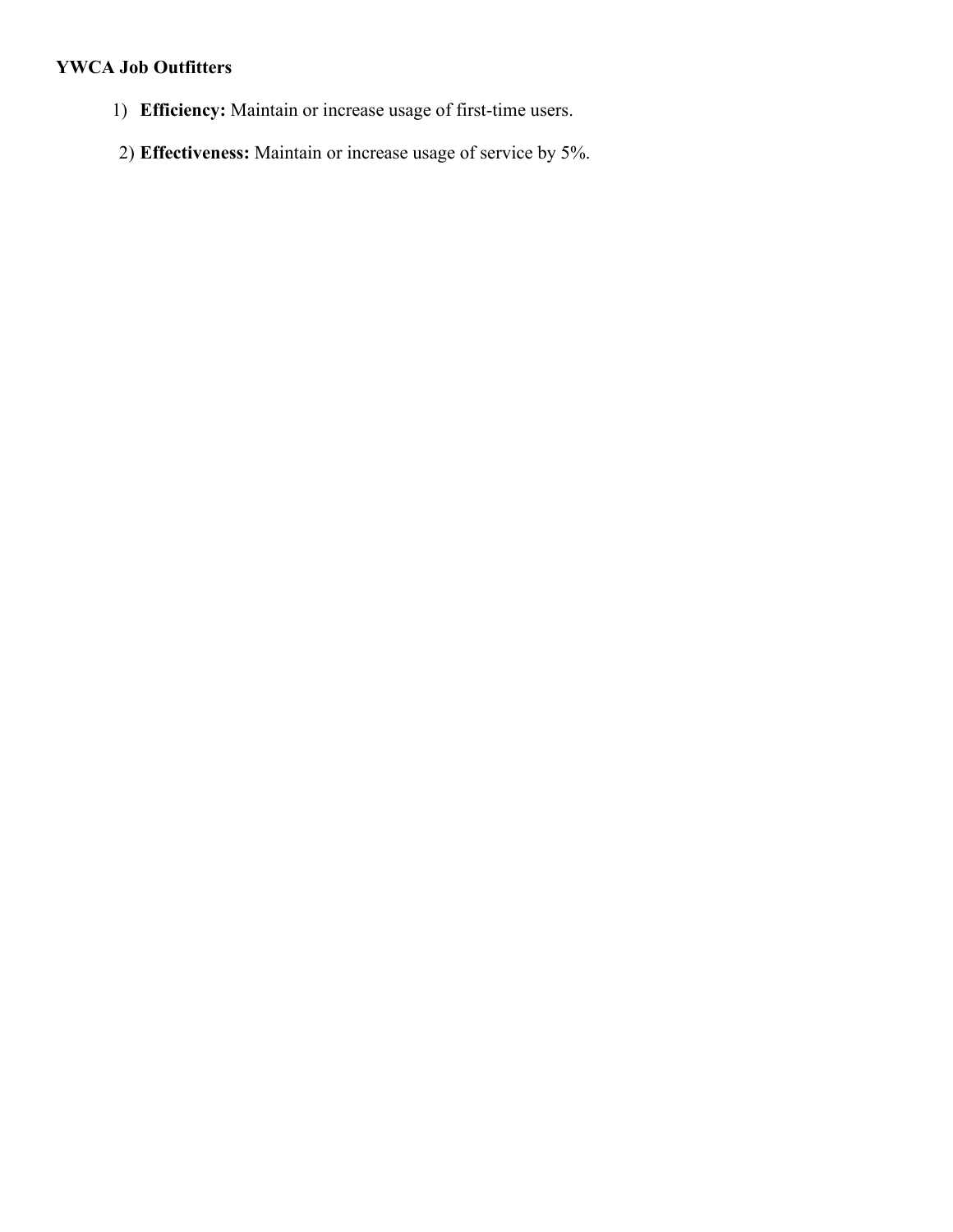**YWCA Job Outfitters**

1) **Efficiency:** Maintain or increase usage of first-time users.

2) **Effectiveness:** Maintain or increase usage of service by 5%.